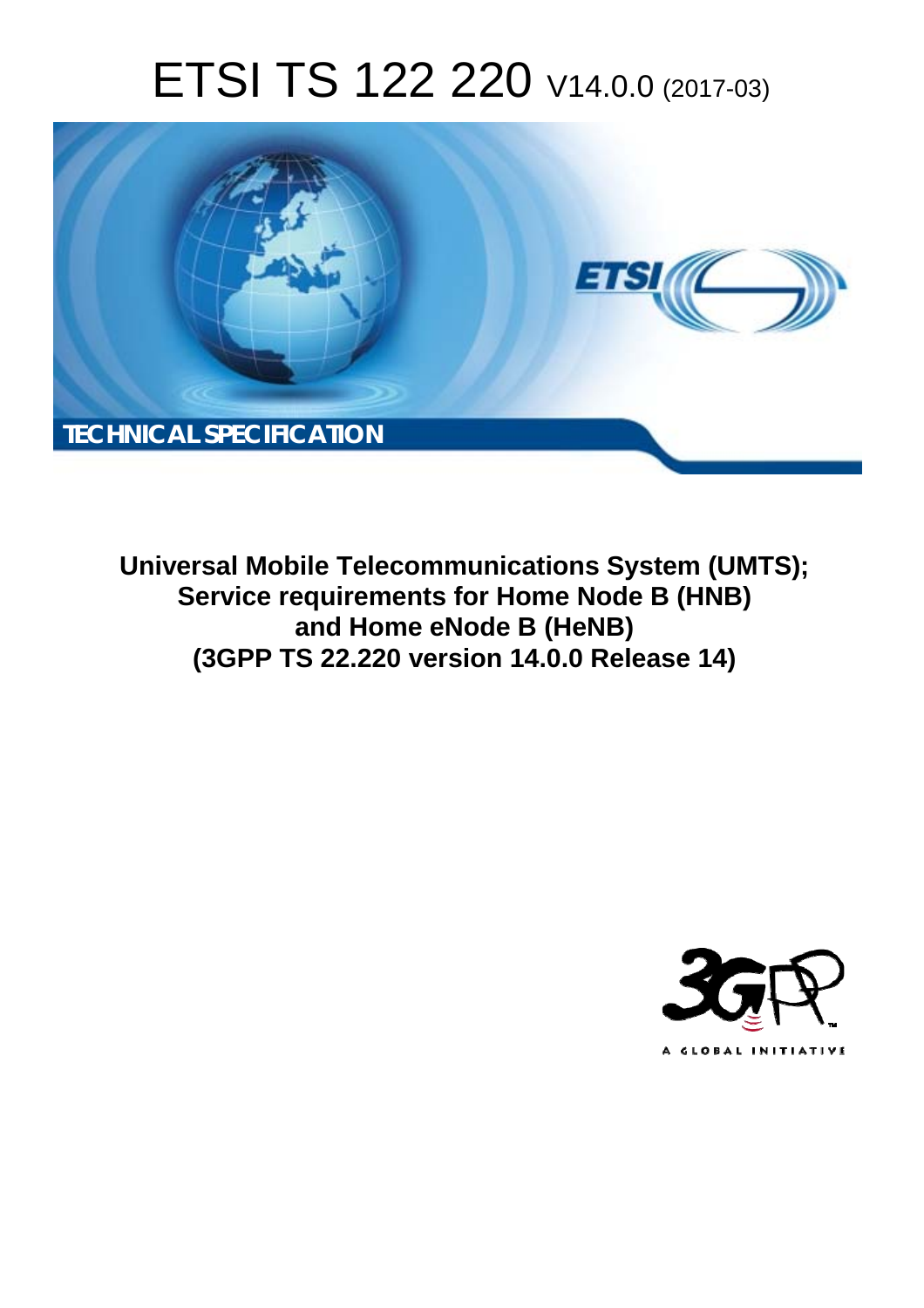# ETSI TS 122 220 V14.0.0 (2017-03)

TECHNICAL SPECIFICATION

**Universal Mobile Telecommunications System (UMTS);**
**Service requirements for Home Node B (HNB)**
**and Home eNode B (HeNB)**
**(3GPP TS 22.220 version 14.0.0 Release 14)**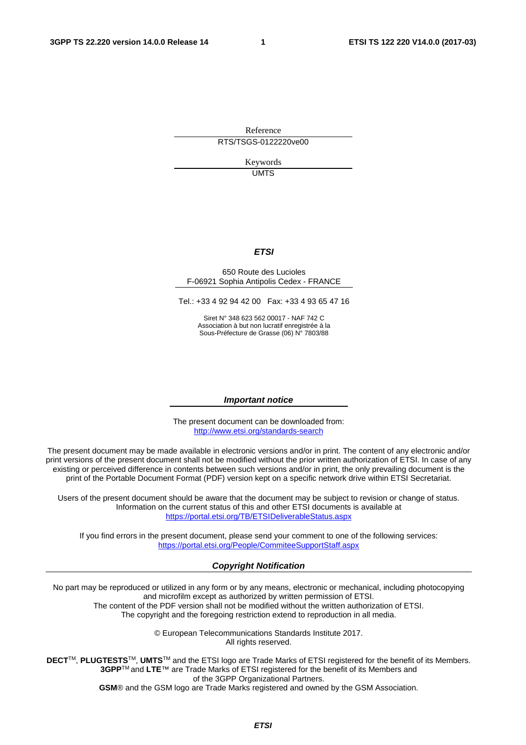Reference

RTS/TSGS-0122220ve00

Keywords

UMTS

***ETSI***

650 Route des Lucioles
F-06921 Sophia Antipolis Cedex - FRANCE

Tel.: +33 4 92 94 42 00 Fax: +33 4 93 65 47 16

Siret N° 348 623 562 00017 - NAF 742 C
Association à but non lucratif enregistrée à la
Sous-Préfecture de Grasse (06) N° 7803/88

***Important notice***

The present document can be downloaded from:
http://www.etsi.org/standards-search

The present document may be made available in electronic versions and/or in print. The content of any electronic and/or print versions of the present document shall not be modified without the prior written authorization of ETSI. In case of any existing or perceived difference in contents between such versions and/or in print, the only prevailing document is the print of the Portable Document Format (PDF) version kept on a specific network drive within ETSI Secretariat.

Users of the present document should be aware that the document may be subject to revision or change of status. Information on the current status of this and other ETSI documents is available at
https://portal.etsi.org/TB/ETSIDeliverableStatus.aspx

If you find errors in the present document, please send your comment to one of the following services:
https://portal.etsi.org/People/CommiteeSupportStaff.aspx

***Copyright Notification***

No part may be reproduced or utilized in any form or by any means, electronic or mechanical, including photocopying and microfilm except as authorized by written permission of ETSI.
The content of the PDF version shall not be modified without the written authorization of ETSI.
The copyright and the foregoing restriction extend to reproduction in all media.

© European Telecommunications Standards Institute 2017.
All rights reserved.

**DECT**™, **PLUGTESTS**™, **UMTS**™ and the ETSI logo are Trade Marks of ETSI registered for the benefit of its Members.
**3GPP**™ and **LTE**™ are Trade Marks of ETSI registered for the benefit of its Members and of the 3GPP Organizational Partners.
**GSM**® and the GSM logo are Trade Marks registered and owned by the GSM Association.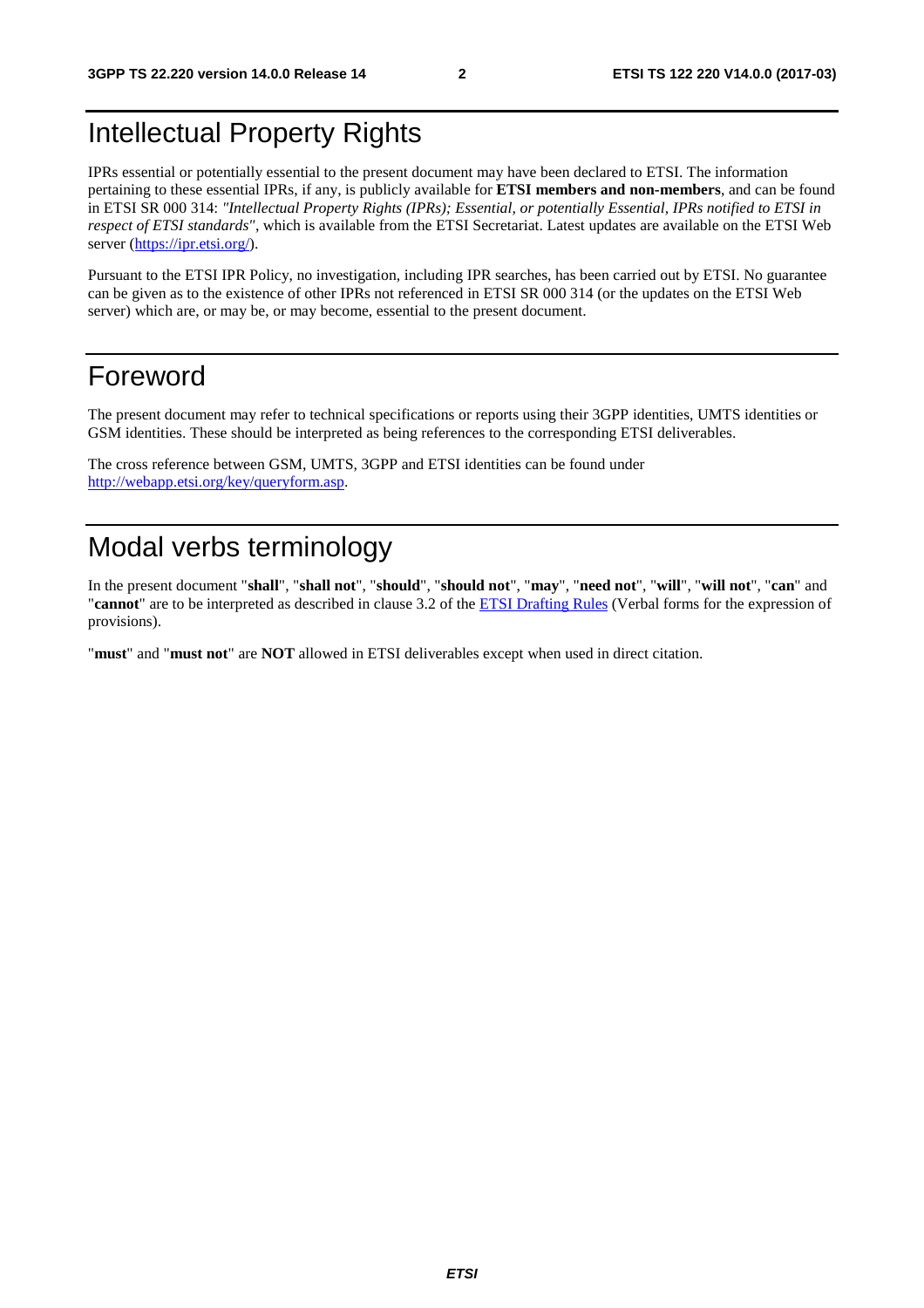# Intellectual Property Rights

IPRs essential or potentially essential to the present document may have been declared to ETSI. The information pertaining to these essential IPRs, if any, is publicly available for **ETSI members and non-members**, and can be found in ETSI SR 000 314: *"Intellectual Property Rights (IPRs); Essential, or potentially Essential, IPRs notified to ETSI in respect of ETSI standards"*, which is available from the ETSI Secretariat. Latest updates are available on the ETSI Web server (https://ipr.etsi.org/).

Pursuant to the ETSI IPR Policy, no investigation, including IPR searches, has been carried out by ETSI. No guarantee can be given as to the existence of other IPRs not referenced in ETSI SR 000 314 (or the updates on the ETSI Web server) which are, or may be, or may become, essential to the present document.

# Foreword

The present document may refer to technical specifications or reports using their 3GPP identities, UMTS identities or GSM identities. These should be interpreted as being references to the corresponding ETSI deliverables.

The cross reference between GSM, UMTS, 3GPP and ETSI identities can be found under http://webapp.etsi.org/key/queryform.asp.

# Modal verbs terminology

In the present document "**shall**", "**shall not**", "**should**", "**should not**", "**may**", "**need not**", "**will**", "**will not**", "**can**" and "**cannot**" are to be interpreted as described in clause 3.2 of the ETSI Drafting Rules (Verbal forms for the expression of provisions).

"**must**" and "**must not**" are **NOT** allowed in ETSI deliverables except when used in direct citation.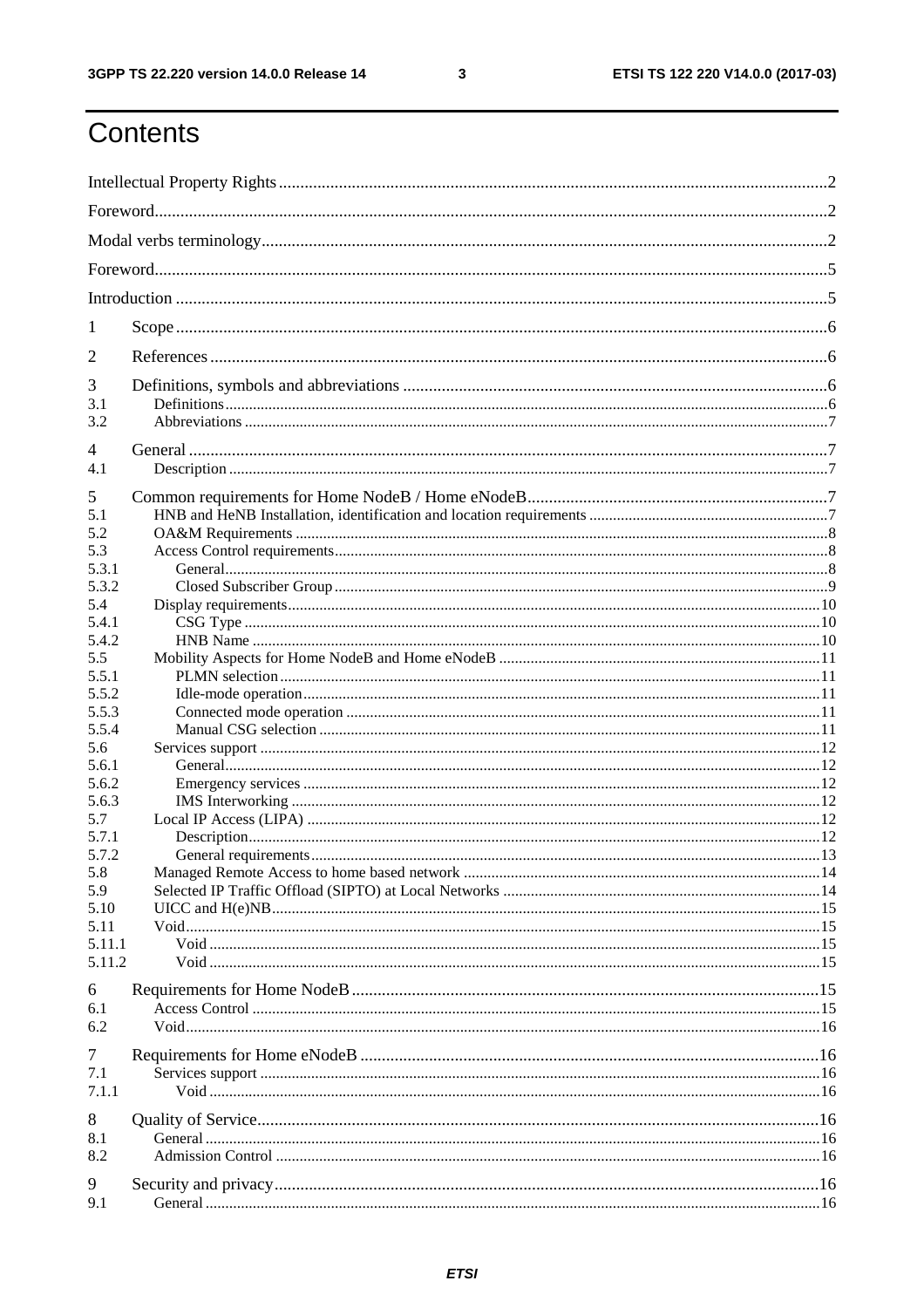# Contents

Intellectual Property Rights ..... 2

Foreword ..... 2

Modal verbs terminology ..... 2

Foreword ..... 5

Introduction ..... 5

1 Scope ..... 6

2 References ..... 6

3 Definitions, symbols and abbreviations ..... 6

3.1 Definitions ..... 6

3.2 Abbreviations ..... 7

4 General ..... 7

4.1 Description ..... 7

5 Common requirements for Home NodeB / Home eNodeB ..... 7

5.1 HNB and HeNB Installation, identification and location requirements ..... 7

5.2 OA&M Requirements ..... 8

5.3 Access Control requirements ..... 8

5.3.1 General ..... 8

5.3.2 Closed Subscriber Group ..... 9

5.4 Display requirements ..... 10

5.4.1 CSG Type ..... 10

5.4.2 HNB Name ..... 10

5.5 Mobility Aspects for Home NodeB and Home eNodeB ..... 11

5.5.1 PLMN selection ..... 11

5.5.2 Idle-mode operation ..... 11

5.5.3 Connected mode operation ..... 11

5.5.4 Manual CSG selection ..... 11

5.6 Services support ..... 12

5.6.1 General ..... 12

5.6.2 Emergency services ..... 12

5.6.3 IMS Interworking ..... 12

5.7 Local IP Access (LIPA) ..... 12

5.7.1 Description ..... 12

5.7.2 General requirements ..... 13

5.8 Managed Remote Access to home based network ..... 14

5.9 Selected IP Traffic Offload (SIPTO) at Local Networks ..... 14

5.10 UICC and H(e)NB ..... 15

5.11 Void ..... 15

5.11.1 Void ..... 15

5.11.2 Void ..... 15

6 Requirements for Home NodeB ..... 15

6.1 Access Control ..... 15

6.2 Void ..... 16

7 Requirements for Home eNodeB ..... 16

7.1 Services support ..... 16

7.1.1 Void ..... 16

8 Quality of Service ..... 16

8.1 General ..... 16

8.2 Admission Control ..... 16

9 Security and privacy ..... 16

9.1 General ..... 16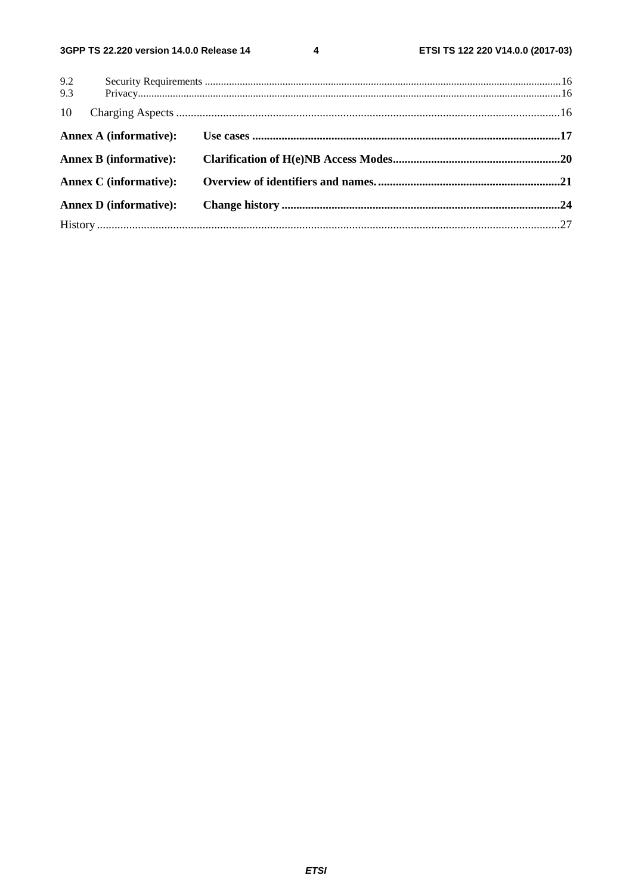9.2 Security Requirements .....16
9.3 Privacy.....16

10 Charging Aspects .....16

**Annex A (informative): Use cases .....17**

**Annex B (informative): Clarification of H(e)NB Access Modes.....20**

**Annex C (informative): Overview of identifiers and names. .....21**

**Annex D (informative): Change history .....24**

History .....27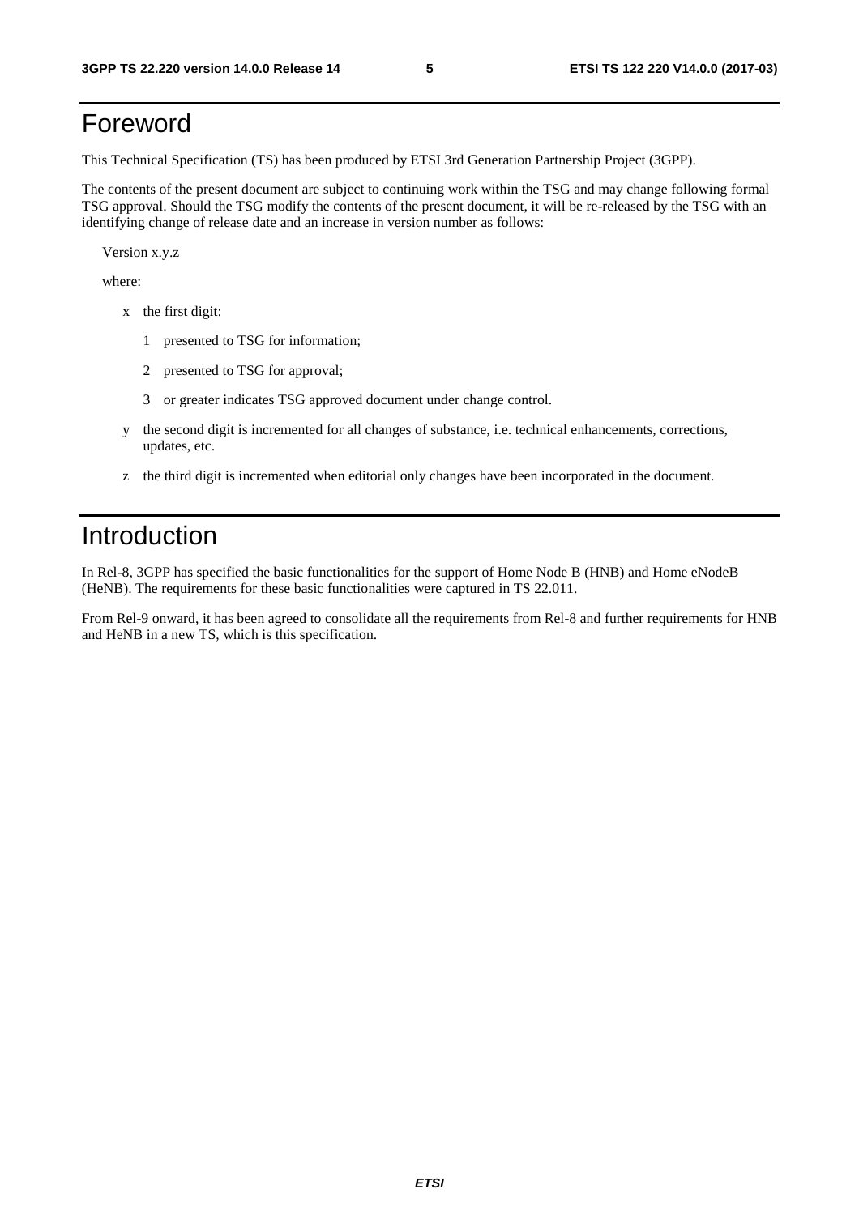# Foreword

This Technical Specification (TS) has been produced by ETSI 3rd Generation Partnership Project (3GPP).

The contents of the present document are subject to continuing work within the TSG and may change following formal TSG approval. Should the TSG modify the contents of the present document, it will be re-released by the TSG with an identifying change of release date and an increase in version number as follows:

Version x.y.z

where:

- x the first digit:
  - 1 presented to TSG for information;
  - 2 presented to TSG for approval;
  - 3 or greater indicates TSG approved document under change control.
- y the second digit is incremented for all changes of substance, i.e. technical enhancements, corrections, updates, etc.
- z the third digit is incremented when editorial only changes have been incorporated in the document.

# Introduction

In Rel-8, 3GPP has specified the basic functionalities for the support of Home Node B (HNB) and Home eNodeB (HeNB). The requirements for these basic functionalities were captured in TS 22.011.

From Rel-9 onward, it has been agreed to consolidate all the requirements from Rel-8 and further requirements for HNB and HeNB in a new TS, which is this specification.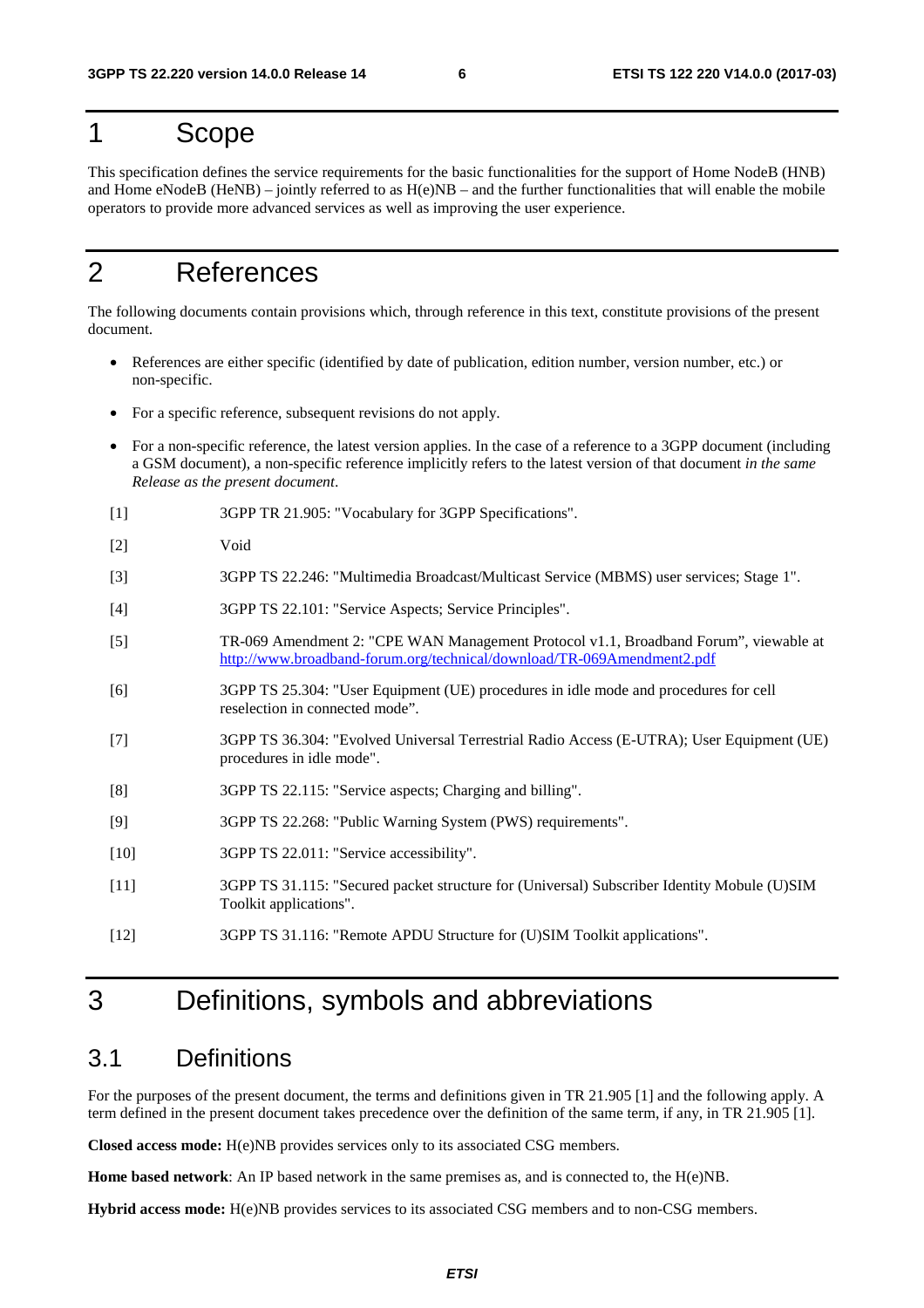# 1 Scope

This specification defines the service requirements for the basic functionalities for the support of Home NodeB (HNB) and Home eNodeB (HeNB) – jointly referred to as H(e)NB – and the further functionalities that will enable the mobile operators to provide more advanced services as well as improving the user experience.

# 2 References

The following documents contain provisions which, through reference in this text, constitute provisions of the present document.

- References are either specific (identified by date of publication, edition number, version number, etc.) or non-specific.
- For a specific reference, subsequent revisions do not apply.
- For a non-specific reference, the latest version applies. In the case of a reference to a 3GPP document (including a GSM document), a non-specific reference implicitly refers to the latest version of that document *in the same Release as the present document*.

[1] 3GPP TR 21.905: "Vocabulary for 3GPP Specifications".

[2] Void

[3] 3GPP TS 22.246: "Multimedia Broadcast/Multicast Service (MBMS) user services; Stage 1".

[4] 3GPP TS 22.101: "Service Aspects; Service Principles".

[5] TR-069 Amendment 2: "CPE WAN Management Protocol v1.1, Broadband Forum", viewable at http://www.broadband-forum.org/technical/download/TR-069Amendment2.pdf

[6] 3GPP TS 25.304: "User Equipment (UE) procedures in idle mode and procedures for cell reselection in connected mode".

[7] 3GPP TS 36.304: "Evolved Universal Terrestrial Radio Access (E-UTRA); User Equipment (UE) procedures in idle mode".

[8] 3GPP TS 22.115: "Service aspects; Charging and billing".

[9] 3GPP TS 22.268: "Public Warning System (PWS) requirements".

[10] 3GPP TS 22.011: "Service accessibility".

[11] 3GPP TS 31.115: "Secured packet structure for (Universal) Subscriber Identity Module (U)SIM Toolkit applications".

[12] 3GPP TS 31.116: "Remote APDU Structure for (U)SIM Toolkit applications".

# 3 Definitions, symbols and abbreviations

## 3.1 Definitions

For the purposes of the present document, the terms and definitions given in TR 21.905 [1] and the following apply. A term defined in the present document takes precedence over the definition of the same term, if any, in TR 21.905 [1].

**Closed access mode:** H(e)NB provides services only to its associated CSG members.

**Home based network**: An IP based network in the same premises as, and is connected to, the H(e)NB.

**Hybrid access mode:** H(e)NB provides services to its associated CSG members and to non-CSG members.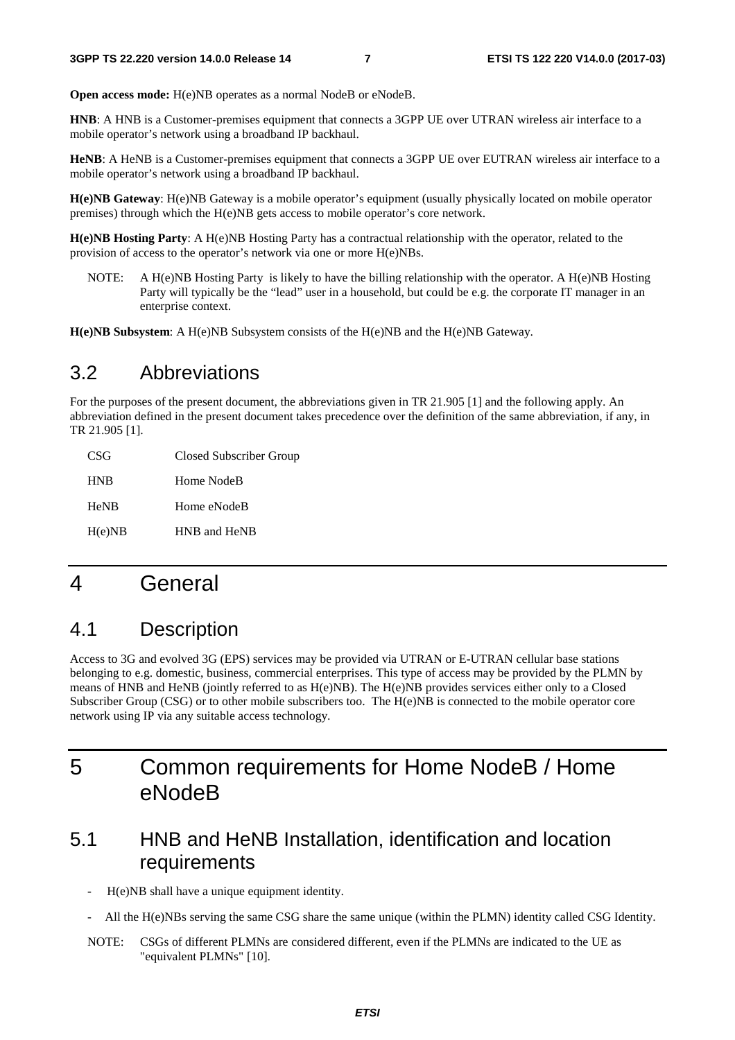**Open access mode:** H(e)NB operates as a normal NodeB or eNodeB.

**HNB**: A HNB is a Customer-premises equipment that connects a 3GPP UE over UTRAN wireless air interface to a mobile operator's network using a broadband IP backhaul.

**HeNB**: A HeNB is a Customer-premises equipment that connects a 3GPP UE over EUTRAN wireless air interface to a mobile operator's network using a broadband IP backhaul.

**H(e)NB Gateway**: H(e)NB Gateway is a mobile operator's equipment (usually physically located on mobile operator premises) through which the H(e)NB gets access to mobile operator's core network.

**H(e)NB Hosting Party**: A H(e)NB Hosting Party has a contractual relationship with the operator, related to the provision of access to the operator's network via one or more H(e)NBs.

NOTE: A H(e)NB Hosting Party is likely to have the billing relationship with the operator. A H(e)NB Hosting Party will typically be the "lead" user in a household, but could be e.g. the corporate IT manager in an enterprise context.

**H(e)NB Subsystem**: A H(e)NB Subsystem consists of the H(e)NB and the H(e)NB Gateway.

## 3.2 Abbreviations

For the purposes of the present document, the abbreviations given in TR 21.905 [1] and the following apply. An abbreviation defined in the present document takes precedence over the definition of the same abbreviation, if any, in TR 21.905 [1].

CSG Closed Subscriber Group

HNB Home NodeB

HeNB Home eNodeB

H(e)NB HNB and HeNB

# 4 General

## 4.1 Description

Access to 3G and evolved 3G (EPS) services may be provided via UTRAN or E-UTRAN cellular base stations belonging to e.g. domestic, business, commercial enterprises. This type of access may be provided by the PLMN by means of HNB and HeNB (jointly referred to as H(e)NB). The H(e)NB provides services either only to a Closed Subscriber Group (CSG) or to other mobile subscribers too. The H(e)NB is connected to the mobile operator core network using IP via any suitable access technology.

# 5 Common requirements for Home NodeB / Home eNodeB

## 5.1 HNB and HeNB Installation, identification and location requirements

- H(e)NB shall have a unique equipment identity.
- All the H(e)NBs serving the same CSG share the same unique (within the PLMN) identity called CSG Identity.

NOTE: CSGs of different PLMNs are considered different, even if the PLMNs are indicated to the UE as "equivalent PLMNs" [10].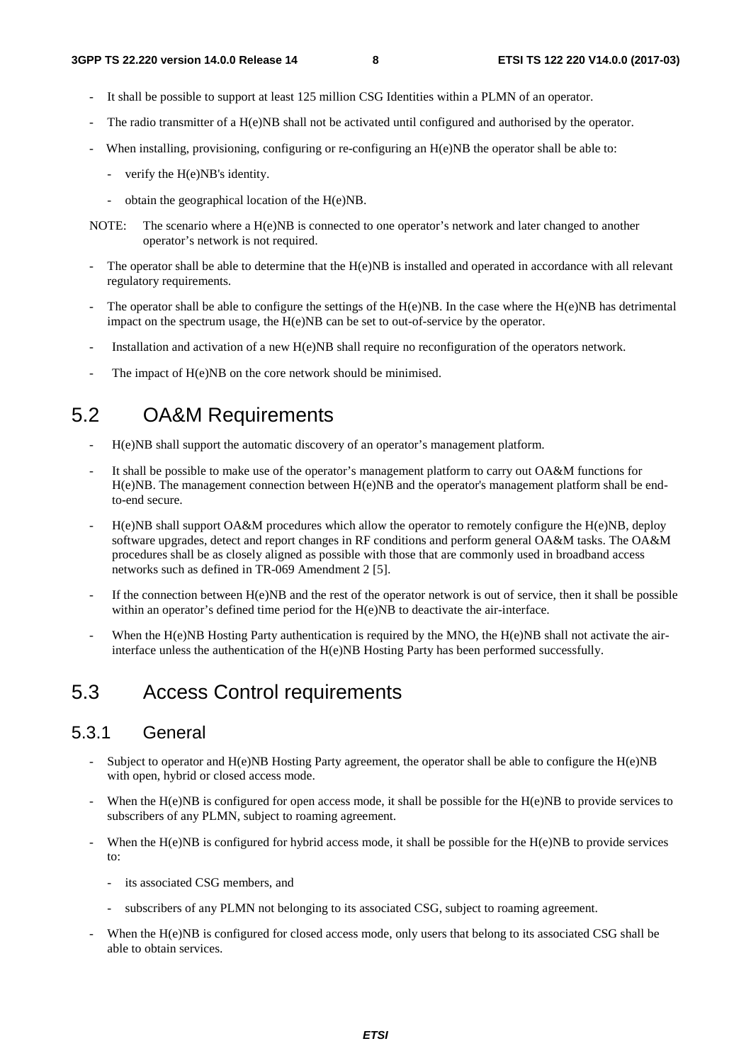- It shall be possible to support at least 125 million CSG Identities within a PLMN of an operator.
- The radio transmitter of a H(e)NB shall not be activated until configured and authorised by the operator.
- When installing, provisioning, configuring or re-configuring an H(e)NB the operator shall be able to:
  - verify the H(e)NB's identity.
  - obtain the geographical location of the H(e)NB.

NOTE: The scenario where a H(e)NB is connected to one operator's network and later changed to another operator's network is not required.

- The operator shall be able to determine that the H(e)NB is installed and operated in accordance with all relevant regulatory requirements.
- The operator shall be able to configure the settings of the H(e)NB. In the case where the H(e)NB has detrimental impact on the spectrum usage, the H(e)NB can be set to out-of-service by the operator.
- Installation and activation of a new H(e)NB shall require no reconfiguration of the operators network.
- The impact of H(e)NB on the core network should be minimised.

## 5.2 OA&M Requirements

- H(e)NB shall support the automatic discovery of an operator's management platform.
- It shall be possible to make use of the operator's management platform to carry out OA&M functions for H(e)NB. The management connection between H(e)NB and the operator's management platform shall be end-to-end secure.
- H(e)NB shall support OA&M procedures which allow the operator to remotely configure the H(e)NB, deploy software upgrades, detect and report changes in RF conditions and perform general OA&M tasks. The OA&M procedures shall be as closely aligned as possible with those that are commonly used in broadband access networks such as defined in TR-069 Amendment 2 [5].
- If the connection between H(e)NB and the rest of the operator network is out of service, then it shall be possible within an operator's defined time period for the H(e)NB to deactivate the air-interface.
- When the H(e)NB Hosting Party authentication is required by the MNO, the H(e)NB shall not activate the air-interface unless the authentication of the H(e)NB Hosting Party has been performed successfully.

## 5.3 Access Control requirements

### 5.3.1 General

- Subject to operator and H(e)NB Hosting Party agreement, the operator shall be able to configure the H(e)NB with open, hybrid or closed access mode.
- When the H(e)NB is configured for open access mode, it shall be possible for the H(e)NB to provide services to subscribers of any PLMN, subject to roaming agreement.
- When the H(e)NB is configured for hybrid access mode, it shall be possible for the H(e)NB to provide services to:
  - its associated CSG members, and
  - subscribers of any PLMN not belonging to its associated CSG, subject to roaming agreement.
- When the H(e)NB is configured for closed access mode, only users that belong to its associated CSG shall be able to obtain services.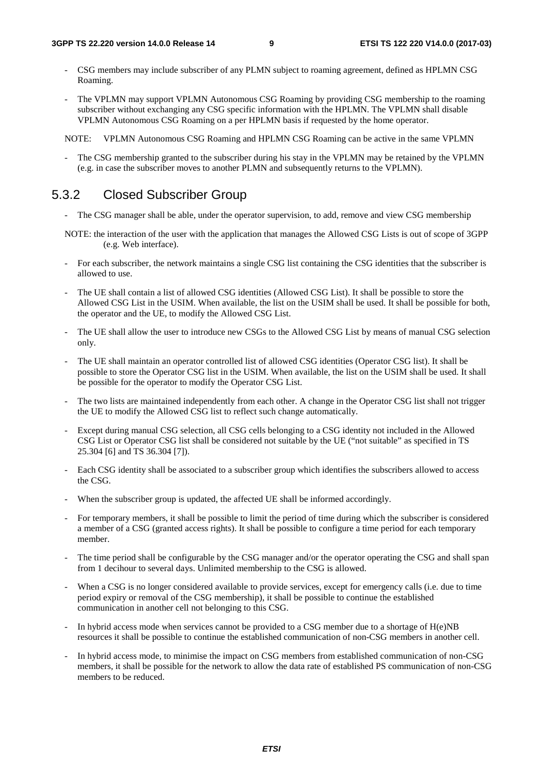- CSG members may include subscriber of any PLMN subject to roaming agreement, defined as HPLMN CSG Roaming.
- The VPLMN may support VPLMN Autonomous CSG Roaming by providing CSG membership to the roaming subscriber without exchanging any CSG specific information with the HPLMN. The VPLMN shall disable VPLMN Autonomous CSG Roaming on a per HPLMN basis if requested by the home operator.

NOTE: VPLMN Autonomous CSG Roaming and HPLMN CSG Roaming can be active in the same VPLMN

- The CSG membership granted to the subscriber during his stay in the VPLMN may be retained by the VPLMN (e.g. in case the subscriber moves to another PLMN and subsequently returns to the VPLMN).

### 5.3.2 Closed Subscriber Group

- The CSG manager shall be able, under the operator supervision, to add, remove and view CSG membership

NOTE: the interaction of the user with the application that manages the Allowed CSG Lists is out of scope of 3GPP (e.g. Web interface).

- For each subscriber, the network maintains a single CSG list containing the CSG identities that the subscriber is allowed to use.
- The UE shall contain a list of allowed CSG identities (Allowed CSG List). It shall be possible to store the Allowed CSG List in the USIM. When available, the list on the USIM shall be used. It shall be possible for both, the operator and the UE, to modify the Allowed CSG List.
- The UE shall allow the user to introduce new CSGs to the Allowed CSG List by means of manual CSG selection only.
- The UE shall maintain an operator controlled list of allowed CSG identities (Operator CSG list). It shall be possible to store the Operator CSG list in the USIM. When available, the list on the USIM shall be used. It shall be possible for the operator to modify the Operator CSG List.
- The two lists are maintained independently from each other. A change in the Operator CSG list shall not trigger the UE to modify the Allowed CSG list to reflect such change automatically.
- Except during manual CSG selection, all CSG cells belonging to a CSG identity not included in the Allowed CSG List or Operator CSG list shall be considered not suitable by the UE ("not suitable" as specified in TS 25.304 [6] and TS 36.304 [7]).
- Each CSG identity shall be associated to a subscriber group which identifies the subscribers allowed to access the CSG.
- When the subscriber group is updated, the affected UE shall be informed accordingly.
- For temporary members, it shall be possible to limit the period of time during which the subscriber is considered a member of a CSG (granted access rights). It shall be possible to configure a time period for each temporary member.
- The time period shall be configurable by the CSG manager and/or the operator operating the CSG and shall span from 1 decihour to several days. Unlimited membership to the CSG is allowed.
- When a CSG is no longer considered available to provide services, except for emergency calls (i.e. due to time period expiry or removal of the CSG membership), it shall be possible to continue the established communication in another cell not belonging to this CSG.
- In hybrid access mode when services cannot be provided to a CSG member due to a shortage of H(e)NB resources it shall be possible to continue the established communication of non-CSG members in another cell.
- In hybrid access mode, to minimise the impact on CSG members from established communication of non-CSG members, it shall be possible for the network to allow the data rate of established PS communication of non-CSG members to be reduced.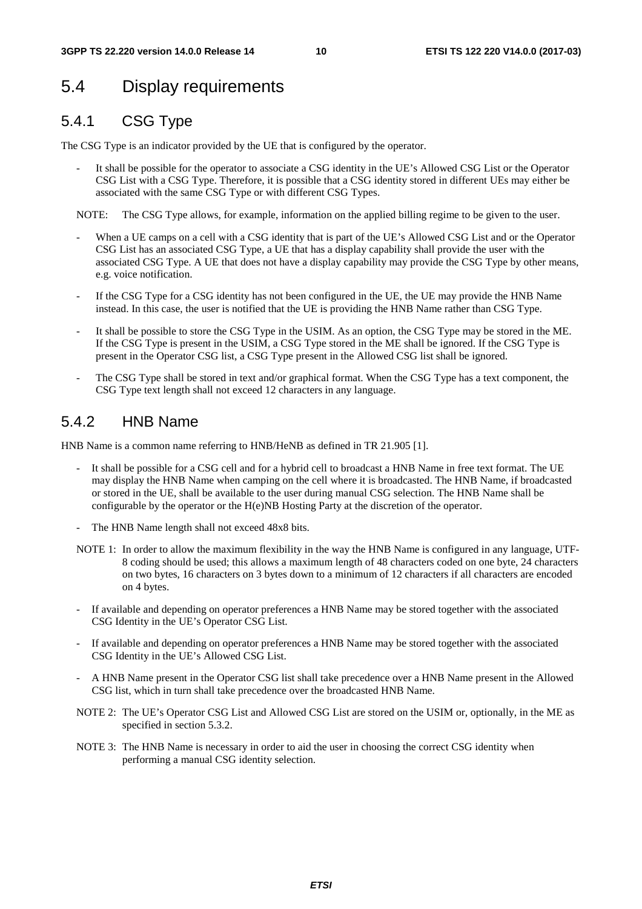## 5.4 Display requirements

### 5.4.1 CSG Type

The CSG Type is an indicator provided by the UE that is configured by the operator.

- It shall be possible for the operator to associate a CSG identity in the UE's Allowed CSG List or the Operator CSG List with a CSG Type. Therefore, it is possible that a CSG identity stored in different UEs may either be associated with the same CSG Type or with different CSG Types.

NOTE: The CSG Type allows, for example, information on the applied billing regime to be given to the user.

- When a UE camps on a cell with a CSG identity that is part of the UE's Allowed CSG List and or the Operator CSG List has an associated CSG Type, a UE that has a display capability shall provide the user with the associated CSG Type. A UE that does not have a display capability may provide the CSG Type by other means, e.g. voice notification.
- If the CSG Type for a CSG identity has not been configured in the UE, the UE may provide the HNB Name instead. In this case, the user is notified that the UE is providing the HNB Name rather than CSG Type.
- It shall be possible to store the CSG Type in the USIM. As an option, the CSG Type may be stored in the ME. If the CSG Type is present in the USIM, a CSG Type stored in the ME shall be ignored. If the CSG Type is present in the Operator CSG list, a CSG Type present in the Allowed CSG list shall be ignored.
- The CSG Type shall be stored in text and/or graphical format. When the CSG Type has a text component, the CSG Type text length shall not exceed 12 characters in any language.

### 5.4.2 HNB Name

HNB Name is a common name referring to HNB/HeNB as defined in TR 21.905 [1].

- It shall be possible for a CSG cell and for a hybrid cell to broadcast a HNB Name in free text format. The UE may display the HNB Name when camping on the cell where it is broadcasted. The HNB Name, if broadcasted or stored in the UE, shall be available to the user during manual CSG selection. The HNB Name shall be configurable by the operator or the H(e)NB Hosting Party at the discretion of the operator.
- The HNB Name length shall not exceed 48x8 bits.

NOTE 1: In order to allow the maximum flexibility in the way the HNB Name is configured in any language, UTF-8 coding should be used; this allows a maximum length of 48 characters coded on one byte, 24 characters on two bytes, 16 characters on 3 bytes down to a minimum of 12 characters if all characters are encoded on 4 bytes.

- If available and depending on operator preferences a HNB Name may be stored together with the associated CSG Identity in the UE's Operator CSG List.
- If available and depending on operator preferences a HNB Name may be stored together with the associated CSG Identity in the UE's Allowed CSG List.
- A HNB Name present in the Operator CSG list shall take precedence over a HNB Name present in the Allowed CSG list, which in turn shall take precedence over the broadcasted HNB Name.

NOTE 2: The UE's Operator CSG List and Allowed CSG List are stored on the USIM or, optionally, in the ME as specified in section 5.3.2.

NOTE 3: The HNB Name is necessary in order to aid the user in choosing the correct CSG identity when performing a manual CSG identity selection.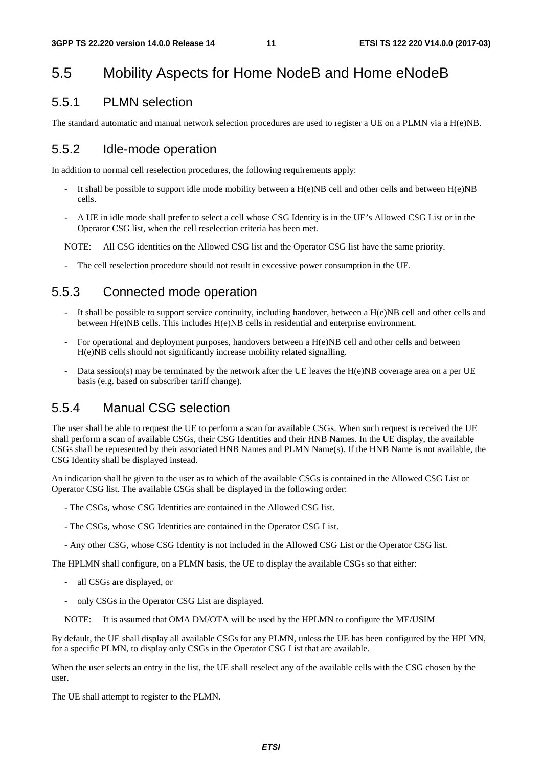## 5.5 Mobility Aspects for Home NodeB and Home eNodeB

### 5.5.1 PLMN selection

The standard automatic and manual network selection procedures are used to register a UE on a PLMN via a H(e)NB.

### 5.5.2 Idle-mode operation

In addition to normal cell reselection procedures, the following requirements apply:

- It shall be possible to support idle mode mobility between a H(e)NB cell and other cells and between H(e)NB cells.
- A UE in idle mode shall prefer to select a cell whose CSG Identity is in the UE's Allowed CSG List or in the Operator CSG list, when the cell reselection criteria has been met.

NOTE: All CSG identities on the Allowed CSG list and the Operator CSG list have the same priority.

- The cell reselection procedure should not result in excessive power consumption in the UE.

### 5.5.3 Connected mode operation

- It shall be possible to support service continuity, including handover, between a H(e)NB cell and other cells and between H(e)NB cells. This includes H(e)NB cells in residential and enterprise environment.
- For operational and deployment purposes, handovers between a H(e)NB cell and other cells and between H(e)NB cells should not significantly increase mobility related signalling.
- Data session(s) may be terminated by the network after the UE leaves the H(e)NB coverage area on a per UE basis (e.g. based on subscriber tariff change).

### 5.5.4 Manual CSG selection

The user shall be able to request the UE to perform a scan for available CSGs. When such request is received the UE shall perform a scan of available CSGs, their CSG Identities and their HNB Names. In the UE display, the available CSGs shall be represented by their associated HNB Names and PLMN Name(s). If the HNB Name is not available, the CSG Identity shall be displayed instead.

An indication shall be given to the user as to which of the available CSGs is contained in the Allowed CSG List or Operator CSG list. The available CSGs shall be displayed in the following order:

- The CSGs, whose CSG Identities are contained in the Allowed CSG list.
- The CSGs, whose CSG Identities are contained in the Operator CSG List.
- Any other CSG, whose CSG Identity is not included in the Allowed CSG List or the Operator CSG list.

The HPLMN shall configure, on a PLMN basis, the UE to display the available CSGs so that either:

- all CSGs are displayed, or
- only CSGs in the Operator CSG List are displayed.

NOTE: It is assumed that OMA DM/OTA will be used by the HPLMN to configure the ME/USIM

By default, the UE shall display all available CSGs for any PLMN, unless the UE has been configured by the HPLMN, for a specific PLMN, to display only CSGs in the Operator CSG List that are available.

When the user selects an entry in the list, the UE shall reselect any of the available cells with the CSG chosen by the user.

The UE shall attempt to register to the PLMN.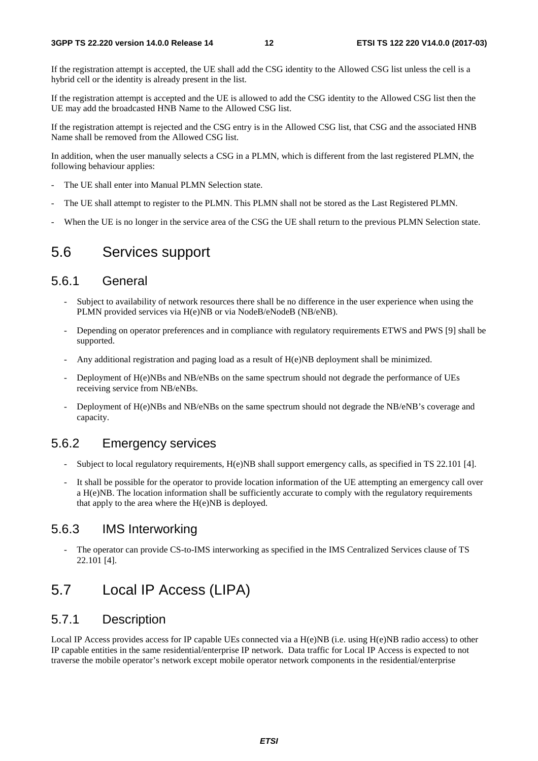If the registration attempt is accepted, the UE shall add the CSG identity to the Allowed CSG list unless the cell is a hybrid cell or the identity is already present in the list.

If the registration attempt is accepted and the UE is allowed to add the CSG identity to the Allowed CSG list then the UE may add the broadcasted HNB Name to the Allowed CSG list.

If the registration attempt is rejected and the CSG entry is in the Allowed CSG list, that CSG and the associated HNB Name shall be removed from the Allowed CSG list.

In addition, when the user manually selects a CSG in a PLMN, which is different from the last registered PLMN, the following behaviour applies:

- The UE shall enter into Manual PLMN Selection state.
- The UE shall attempt to register to the PLMN. This PLMN shall not be stored as the Last Registered PLMN.
- When the UE is no longer in the service area of the CSG the UE shall return to the previous PLMN Selection state.

## 5.6 Services support

### 5.6.1 General

- Subject to availability of network resources there shall be no difference in the user experience when using the PLMN provided services via H(e)NB or via NodeB/eNodeB (NB/eNB).
- Depending on operator preferences and in compliance with regulatory requirements ETWS and PWS [9] shall be supported.
- Any additional registration and paging load as a result of H(e)NB deployment shall be minimized.
- Deployment of H(e)NBs and NB/eNBs on the same spectrum should not degrade the performance of UEs receiving service from NB/eNBs.
- Deployment of H(e)NBs and NB/eNBs on the same spectrum should not degrade the NB/eNB's coverage and capacity.

### 5.6.2 Emergency services

- Subject to local regulatory requirements, H(e)NB shall support emergency calls, as specified in TS 22.101 [4].
- It shall be possible for the operator to provide location information of the UE attempting an emergency call over a H(e)NB. The location information shall be sufficiently accurate to comply with the regulatory requirements that apply to the area where the H(e)NB is deployed.

### 5.6.3 IMS Interworking

- The operator can provide CS-to-IMS interworking as specified in the IMS Centralized Services clause of TS 22.101 [4].

## 5.7 Local IP Access (LIPA)

### 5.7.1 Description

Local IP Access provides access for IP capable UEs connected via a H(e)NB (i.e. using H(e)NB radio access) to other IP capable entities in the same residential/enterprise IP network. Data traffic for Local IP Access is expected to not traverse the mobile operator's network except mobile operator network components in the residential/enterprise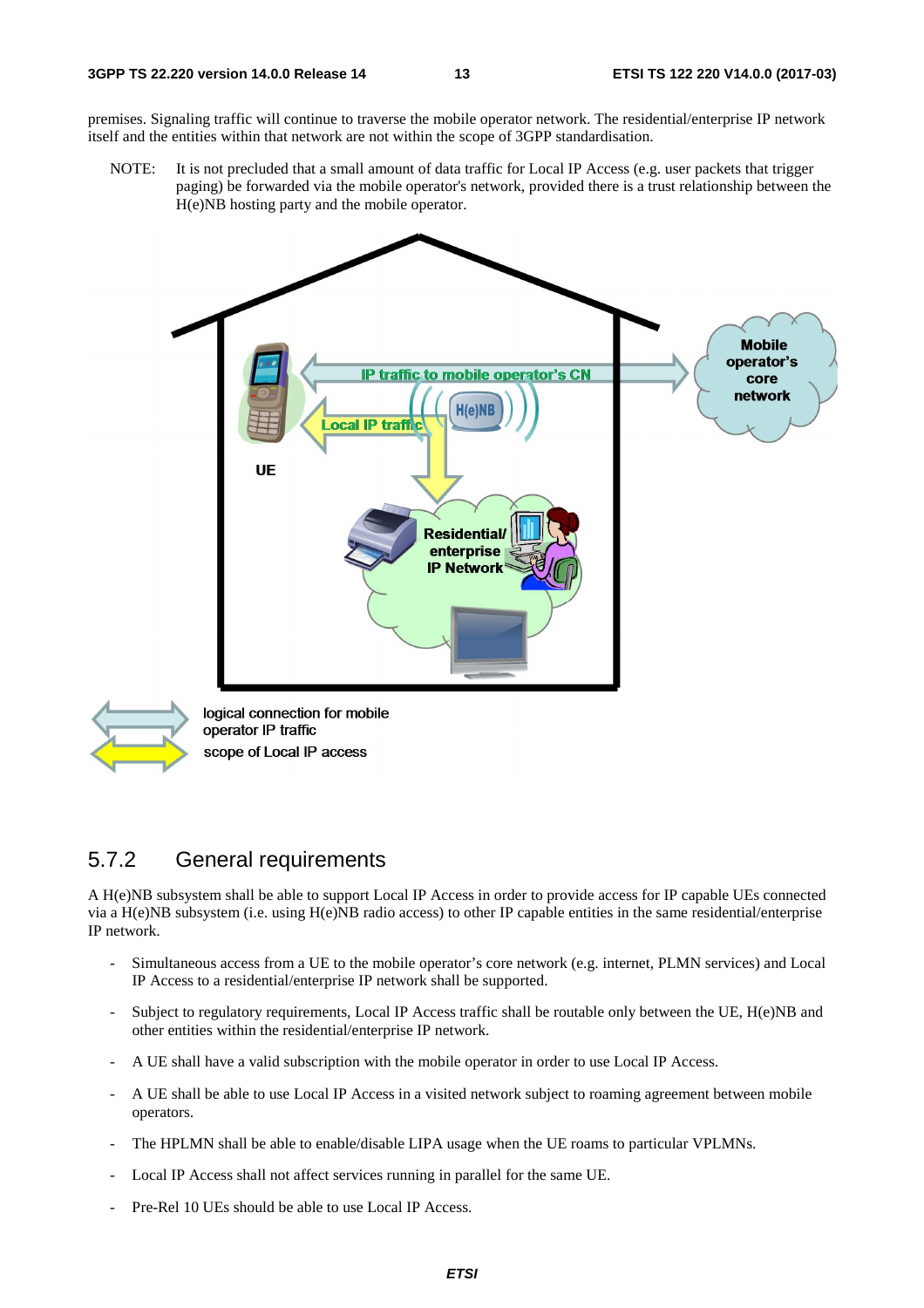premises. Signaling traffic will continue to traverse the mobile operator network. The residential/enterprise IP network itself and the entities within that network are not within the scope of 3GPP standardisation.

NOTE: It is not precluded that a small amount of data traffic for Local IP Access (e.g. user packets that trigger paging) be forwarded via the mobile operator's network, provided there is a trust relationship between the H(e)NB hosting party and the mobile operator.

## 5.7.2 General requirements

A H(e)NB subsystem shall be able to support Local IP Access in order to provide access for IP capable UEs connected via a H(e)NB subsystem (i.e. using H(e)NB radio access) to other IP capable entities in the same residential/enterprise IP network.

- Simultaneous access from a UE to the mobile operator's core network (e.g. internet, PLMN services) and Local IP Access to a residential/enterprise IP network shall be supported.
- Subject to regulatory requirements, Local IP Access traffic shall be routable only between the UE, H(e)NB and other entities within the residential/enterprise IP network.
- A UE shall have a valid subscription with the mobile operator in order to use Local IP Access.
- A UE shall be able to use Local IP Access in a visited network subject to roaming agreement between mobile operators.
- The HPLMN shall be able to enable/disable LIPA usage when the UE roams to particular VPLMNs.
- Local IP Access shall not affect services running in parallel for the same UE.
- Pre-Rel 10 UEs should be able to use Local IP Access.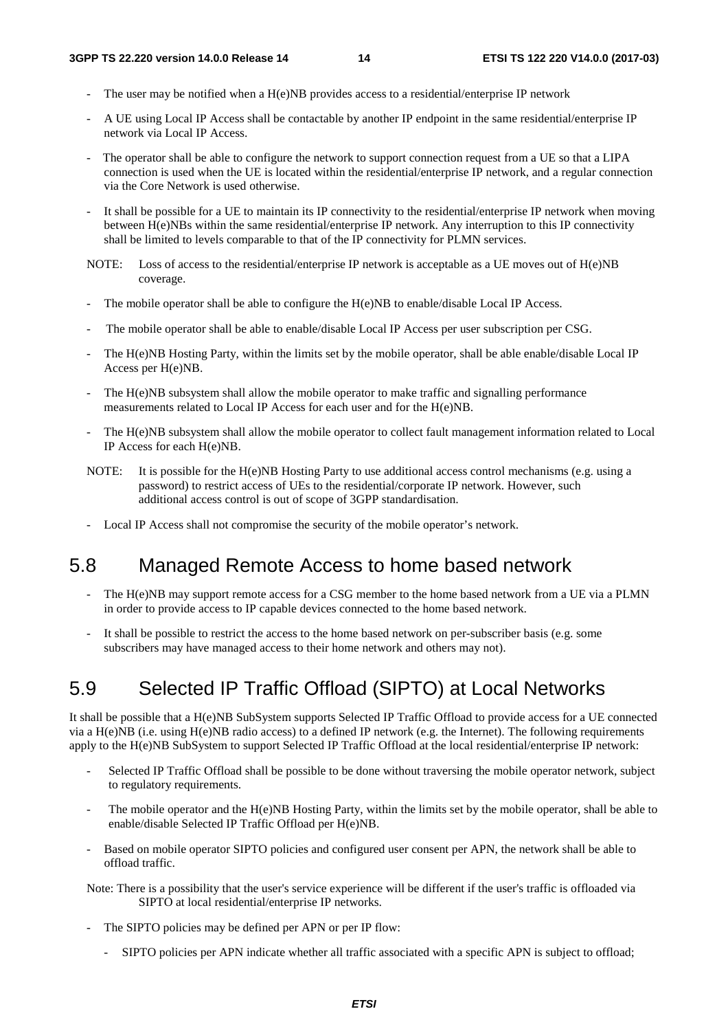- The user may be notified when a H(e)NB provides access to a residential/enterprise IP network
- A UE using Local IP Access shall be contactable by another IP endpoint in the same residential/enterprise IP network via Local IP Access.
- The operator shall be able to configure the network to support connection request from a UE so that a LIPA connection is used when the UE is located within the residential/enterprise IP network, and a regular connection via the Core Network is used otherwise.
- It shall be possible for a UE to maintain its IP connectivity to the residential/enterprise IP network when moving between H(e)NBs within the same residential/enterprise IP network. Any interruption to this IP connectivity shall be limited to levels comparable to that of the IP connectivity for PLMN services.

NOTE: Loss of access to the residential/enterprise IP network is acceptable as a UE moves out of H(e)NB coverage.

- The mobile operator shall be able to configure the H(e)NB to enable/disable Local IP Access.
- The mobile operator shall be able to enable/disable Local IP Access per user subscription per CSG.
- The H(e)NB Hosting Party, within the limits set by the mobile operator, shall be able enable/disable Local IP Access per H(e)NB.
- The H(e)NB subsystem shall allow the mobile operator to make traffic and signalling performance measurements related to Local IP Access for each user and for the H(e)NB.
- The H(e)NB subsystem shall allow the mobile operator to collect fault management information related to Local IP Access for each H(e)NB.

NOTE: It is possible for the H(e)NB Hosting Party to use additional access control mechanisms (e.g. using a password) to restrict access of UEs to the residential/corporate IP network. However, such additional access control is out of scope of 3GPP standardisation.

- Local IP Access shall not compromise the security of the mobile operator's network.

## 5.8 Managed Remote Access to home based network

- The H(e)NB may support remote access for a CSG member to the home based network from a UE via a PLMN in order to provide access to IP capable devices connected to the home based network.
- It shall be possible to restrict the access to the home based network on per-subscriber basis (e.g. some subscribers may have managed access to their home network and others may not).

## 5.9 Selected IP Traffic Offload (SIPTO) at Local Networks

It shall be possible that a H(e)NB SubSystem supports Selected IP Traffic Offload to provide access for a UE connected via a H(e)NB (i.e. using H(e)NB radio access) to a defined IP network (e.g. the Internet). The following requirements apply to the H(e)NB SubSystem to support Selected IP Traffic Offload at the local residential/enterprise IP network:

- Selected IP Traffic Offload shall be possible to be done without traversing the mobile operator network, subject to regulatory requirements.
- The mobile operator and the H(e)NB Hosting Party, within the limits set by the mobile operator, shall be able to enable/disable Selected IP Traffic Offload per H(e)NB.
- Based on mobile operator SIPTO policies and configured user consent per APN, the network shall be able to offload traffic.

Note: There is a possibility that the user's service experience will be different if the user's traffic is offloaded via SIPTO at local residential/enterprise IP networks.

- The SIPTO policies may be defined per APN or per IP flow:
  - SIPTO policies per APN indicate whether all traffic associated with a specific APN is subject to offload;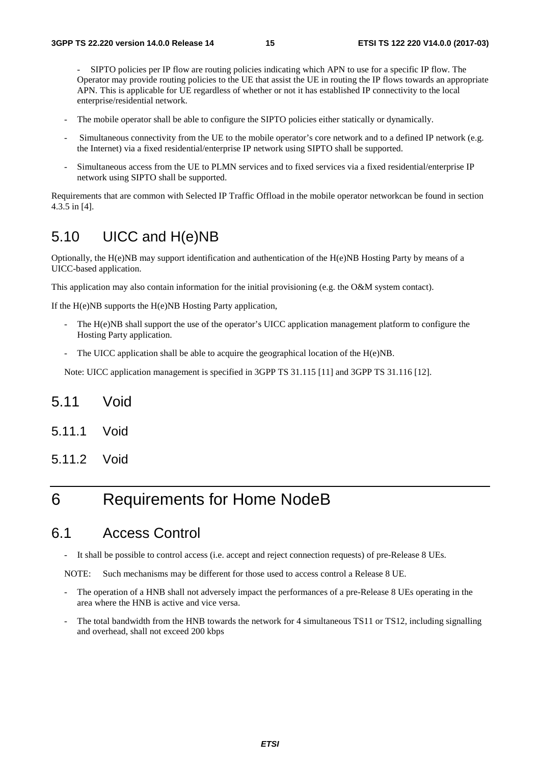- SIPTO policies per IP flow are routing policies indicating which APN to use for a specific IP flow. The Operator may provide routing policies to the UE that assist the UE in routing the IP flows towards an appropriate APN. This is applicable for UE regardless of whether or not it has established IP connectivity to the local enterprise/residential network.

- The mobile operator shall be able to configure the SIPTO policies either statically or dynamically.
- Simultaneous connectivity from the UE to the mobile operator's core network and to a defined IP network (e.g. the Internet) via a fixed residential/enterprise IP network using SIPTO shall be supported.
- Simultaneous access from the UE to PLMN services and to fixed services via a fixed residential/enterprise IP network using SIPTO shall be supported.

Requirements that are common with Selected IP Traffic Offload in the mobile operator networkcan be found in section 4.3.5 in [4].

## 5.10 UICC and H(e)NB

Optionally, the H(e)NB may support identification and authentication of the H(e)NB Hosting Party by means of a UICC-based application.

This application may also contain information for the initial provisioning (e.g. the O&M system contact).

If the H(e)NB supports the H(e)NB Hosting Party application,

- The H(e)NB shall support the use of the operator's UICC application management platform to configure the Hosting Party application.
- The UICC application shall be able to acquire the geographical location of the H(e)NB.

Note: UICC application management is specified in 3GPP TS 31.115 [11] and 3GPP TS 31.116 [12].

## 5.11 Void

### 5.11.1 Void

### 5.11.2 Void

# 6 Requirements for Home NodeB

## 6.1 Access Control

- It shall be possible to control access (i.e. accept and reject connection requests) of pre-Release 8 UEs.

NOTE: Such mechanisms may be different for those used to access control a Release 8 UE.

- The operation of a HNB shall not adversely impact the performances of a pre-Release 8 UEs operating in the area where the HNB is active and vice versa.
- The total bandwidth from the HNB towards the network for 4 simultaneous TS11 or TS12, including signalling and overhead, shall not exceed 200 kbps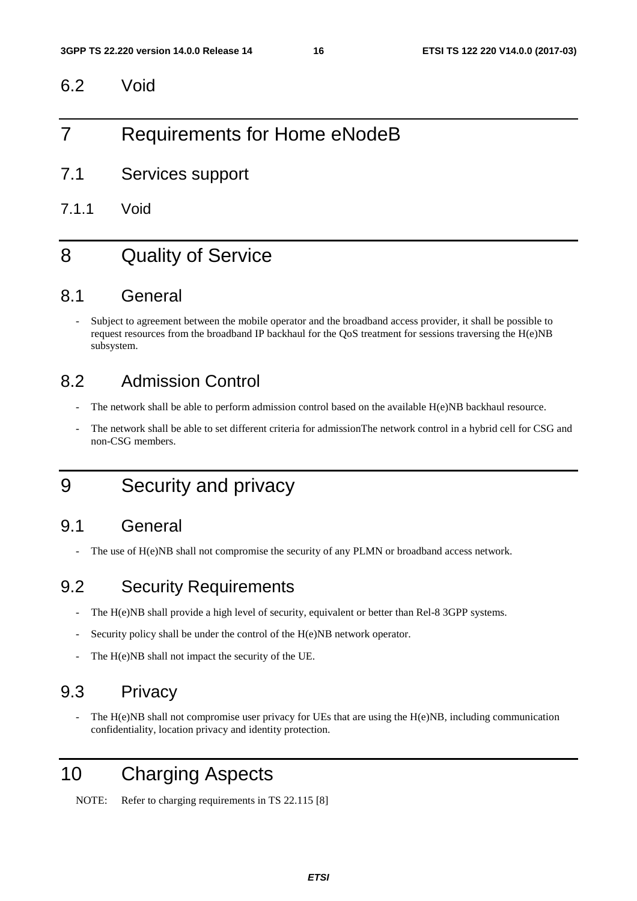## 6.2 Void

# 7 Requirements for Home eNodeB

## 7.1 Services support

### 7.1.1 Void

# 8 Quality of Service

## 8.1 General

- Subject to agreement between the mobile operator and the broadband access provider, it shall be possible to request resources from the broadband IP backhaul for the QoS treatment for sessions traversing the H(e)NB subsystem.

## 8.2 Admission Control

- The network shall be able to perform admission control based on the available H(e)NB backhaul resource.
- The network shall be able to set different criteria for admissionThe network control in a hybrid cell for CSG and non-CSG members.

# 9 Security and privacy

## 9.1 General

- The use of H(e)NB shall not compromise the security of any PLMN or broadband access network.

## 9.2 Security Requirements

- The H(e)NB shall provide a high level of security, equivalent or better than Rel-8 3GPP systems.
- Security policy shall be under the control of the H(e)NB network operator.
- The H(e)NB shall not impact the security of the UE.

## 9.3 Privacy

- The H(e)NB shall not compromise user privacy for UEs that are using the H(e)NB, including communication confidentiality, location privacy and identity protection.

# 10 Charging Aspects

NOTE: Refer to charging requirements in TS 22.115 [8]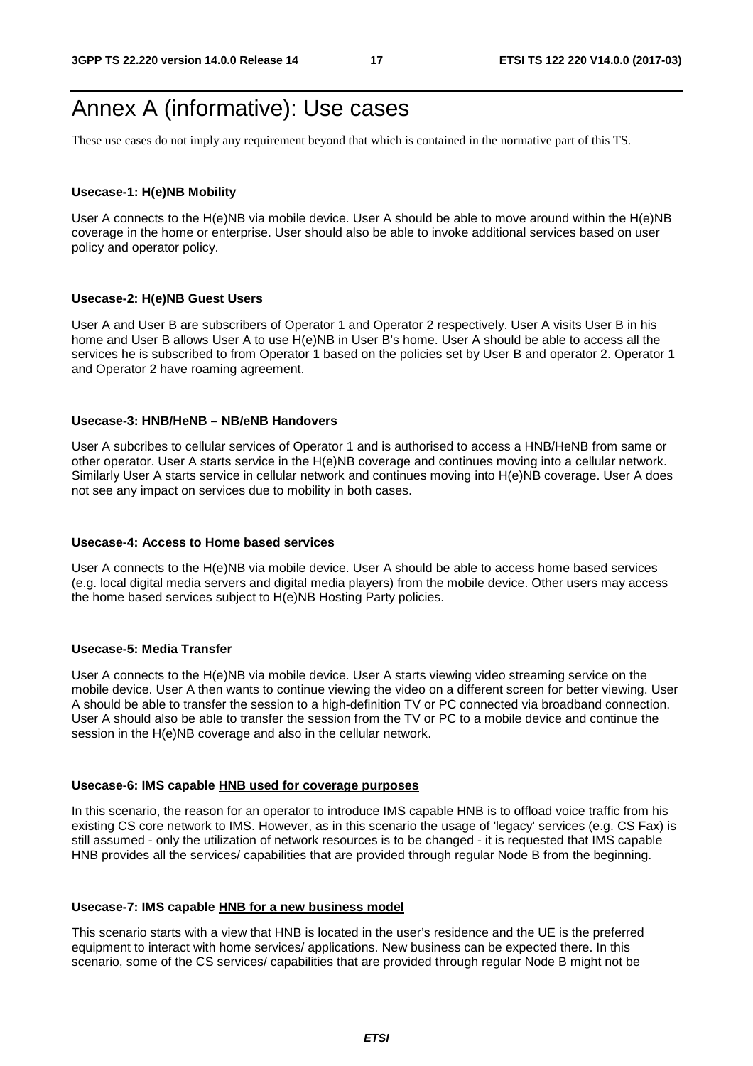# Annex A (informative): Use cases

These use cases do not imply any requirement beyond that which is contained in the normative part of this TS.

**Usecase-1: H(e)NB Mobility**

User A connects to the H(e)NB via mobile device. User A should be able to move around within the H(e)NB coverage in the home or enterprise. User should also be able to invoke additional services based on user policy and operator policy.

**Usecase-2: H(e)NB Guest Users**

User A and User B are subscribers of Operator 1 and Operator 2 respectively. User A visits User B in his home and User B allows User A to use H(e)NB in User B's home. User A should be able to access all the services he is subscribed to from Operator 1 based on the policies set by User B and operator 2. Operator 1 and Operator 2 have roaming agreement.

**Usecase-3: HNB/HeNB – NB/eNB Handovers**

User A subcribes to cellular services of Operator 1 and is authorised to access a HNB/HeNB from same or other operator. User A starts service in the H(e)NB coverage and continues moving into a cellular network. Similarly User A starts service in cellular network and continues moving into H(e)NB coverage. User A does not see any impact on services due to mobility in both cases.

**Usecase-4: Access to Home based services**

User A connects to the H(e)NB via mobile device. User A should be able to access home based services (e.g. local digital media servers and digital media players) from the mobile device. Other users may access the home based services subject to H(e)NB Hosting Party policies.

**Usecase-5: Media Transfer**

User A connects to the H(e)NB via mobile device. User A starts viewing video streaming service on the mobile device. User A then wants to continue viewing the video on a different screen for better viewing. User A should be able to transfer the session to a high-definition TV or PC connected via broadband connection. User A should also be able to transfer the session from the TV or PC to a mobile device and continue the session in the H(e)NB coverage and also in the cellular network.

**Usecase-6: IMS capable <u>HNB used for coverage purposes</u>**

In this scenario, the reason for an operator to introduce IMS capable HNB is to offload voice traffic from his existing CS core network to IMS. However, as in this scenario the usage of 'legacy' services (e.g. CS Fax) is still assumed - only the utilization of network resources is to be changed - it is requested that IMS capable HNB provides all the services/ capabilities that are provided through regular Node B from the beginning.

**Usecase-7: IMS capable <u>HNB for a new business model</u>**

This scenario starts with a view that HNB is located in the user's residence and the UE is the preferred equipment to interact with home services/ applications. New business can be expected there. In this scenario, some of the CS services/ capabilities that are provided through regular Node B might not be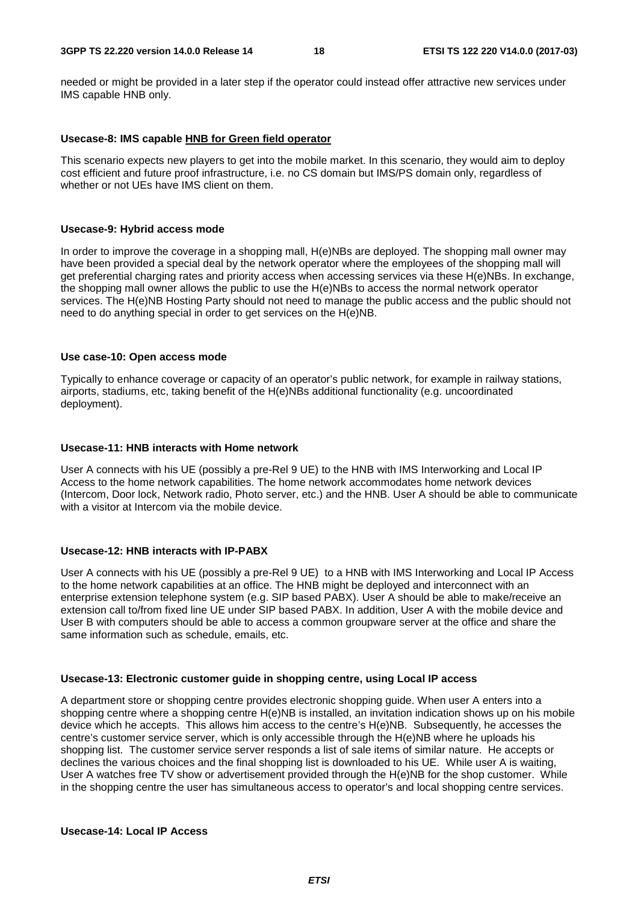needed or might be provided in a later step if the operator could instead offer attractive new services under IMS capable HNB only.

**Usecase-8: IMS capable HNB for Green field operator**

This scenario expects new players to get into the mobile market. In this scenario, they would aim to deploy cost efficient and future proof infrastructure, i.e. no CS domain but IMS/PS domain only, regardless of whether or not UEs have IMS client on them.

**Usecase-9: Hybrid access mode**

In order to improve the coverage in a shopping mall, H(e)NBs are deployed. The shopping mall owner may have been provided a special deal by the network operator where the employees of the shopping mall will get preferential charging rates and priority access when accessing services via these H(e)NBs. In exchange, the shopping mall owner allows the public to use the H(e)NBs to access the normal network operator services. The H(e)NB Hosting Party should not need to manage the public access and the public should not need to do anything special in order to get services on the H(e)NB.

**Use case-10: Open access mode**

Typically to enhance coverage or capacity of an operator's public network, for example in railway stations, airports, stadiums, etc, taking benefit of the H(e)NBs additional functionality (e.g. uncoordinated deployment).

**Usecase-11: HNB interacts with Home network**

User A connects with his UE (possibly a pre-Rel 9 UE) to the HNB with IMS Interworking and Local IP Access to the home network capabilities. The home network accommodates home network devices (Intercom, Door lock, Network radio, Photo server, etc.) and the HNB. User A should be able to communicate with a visitor at Intercom via the mobile device.

**Usecase-12: HNB interacts with IP-PABX**

User A connects with his UE (possibly a pre-Rel 9 UE) to a HNB with IMS Interworking and Local IP Access to the home network capabilities at an office. The HNB might be deployed and interconnect with an enterprise extension telephone system (e.g. SIP based PABX). User A should be able to make/receive an extension call to/from fixed line UE under SIP based PABX. In addition, User A with the mobile device and User B with computers should be able to access a common groupware server at the office and share the same information such as schedule, emails, etc.

**Usecase-13: Electronic customer guide in shopping centre, using Local IP access**

A department store or shopping centre provides electronic shopping guide. When user A enters into a shopping centre where a shopping centre H(e)NB is installed, an invitation indication shows up on his mobile device which he accepts. This allows him access to the centre's H(e)NB. Subsequently, he accesses the centre's customer service server, which is only accessible through the H(e)NB where he uploads his shopping list. The customer service server responds a list of sale items of similar nature. He accepts or declines the various choices and the final shopping list is downloaded to his UE. While user A is waiting, User A watches free TV show or advertisement provided through the H(e)NB for the shop customer. While in the shopping centre the user has simultaneous access to operator's and local shopping centre services.

**Usecase-14: Local IP Access**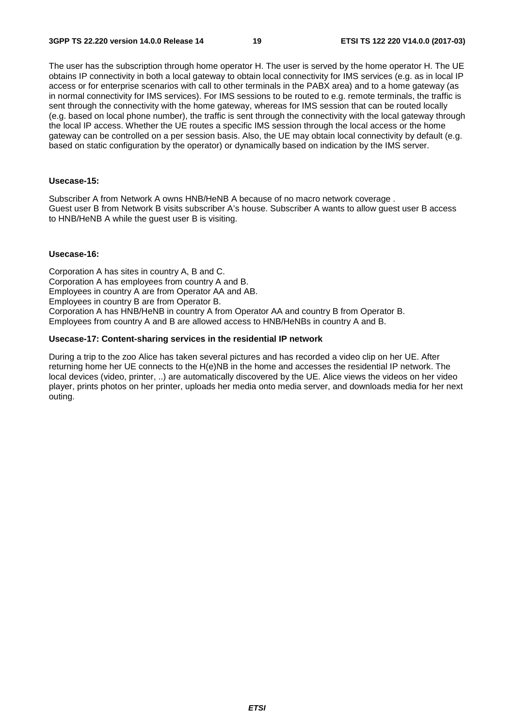The user has the subscription through home operator H. The user is served by the home operator H. The UE obtains IP connectivity in both a local gateway to obtain local connectivity for IMS services (e.g. as in local IP access or for enterprise scenarios with call to other terminals in the PABX area) and to a home gateway (as in normal connectivity for IMS services). For IMS sessions to be routed to e.g. remote terminals, the traffic is sent through the connectivity with the home gateway, whereas for IMS session that can be routed locally (e.g. based on local phone number), the traffic is sent through the connectivity with the local gateway through the local IP access. Whether the UE routes a specific IMS session through the local access or the home gateway can be controlled on a per session basis. Also, the UE may obtain local connectivity by default (e.g. based on static configuration by the operator) or dynamically based on indication by the IMS server.

**Usecase-15:**

Subscriber A from Network A owns HNB/HeNB A because of no macro network coverage .
Guest user B from Network B visits subscriber A's house. Subscriber A wants to allow guest user B access to HNB/HeNB A while the guest user B is visiting.

**Usecase-16:**

Corporation A has sites in country A, B and C.
Corporation A has employees from country A and B.
Employees in country A are from Operator AA and AB.
Employees in country B are from Operator B.
Corporation A has HNB/HeNB in country A from Operator AA and country B from Operator B.
Employees from country A and B are allowed access to HNB/HeNBs in country A and B.

**Usecase-17: Content-sharing services in the residential IP network**

During a trip to the zoo Alice has taken several pictures and has recorded a video clip on her UE. After returning home her UE connects to the H(e)NB in the home and accesses the residential IP network. The local devices (video, printer, ..) are automatically discovered by the UE. Alice views the videos on her video player, prints photos on her printer, uploads her media onto media server, and downloads media for her next outing.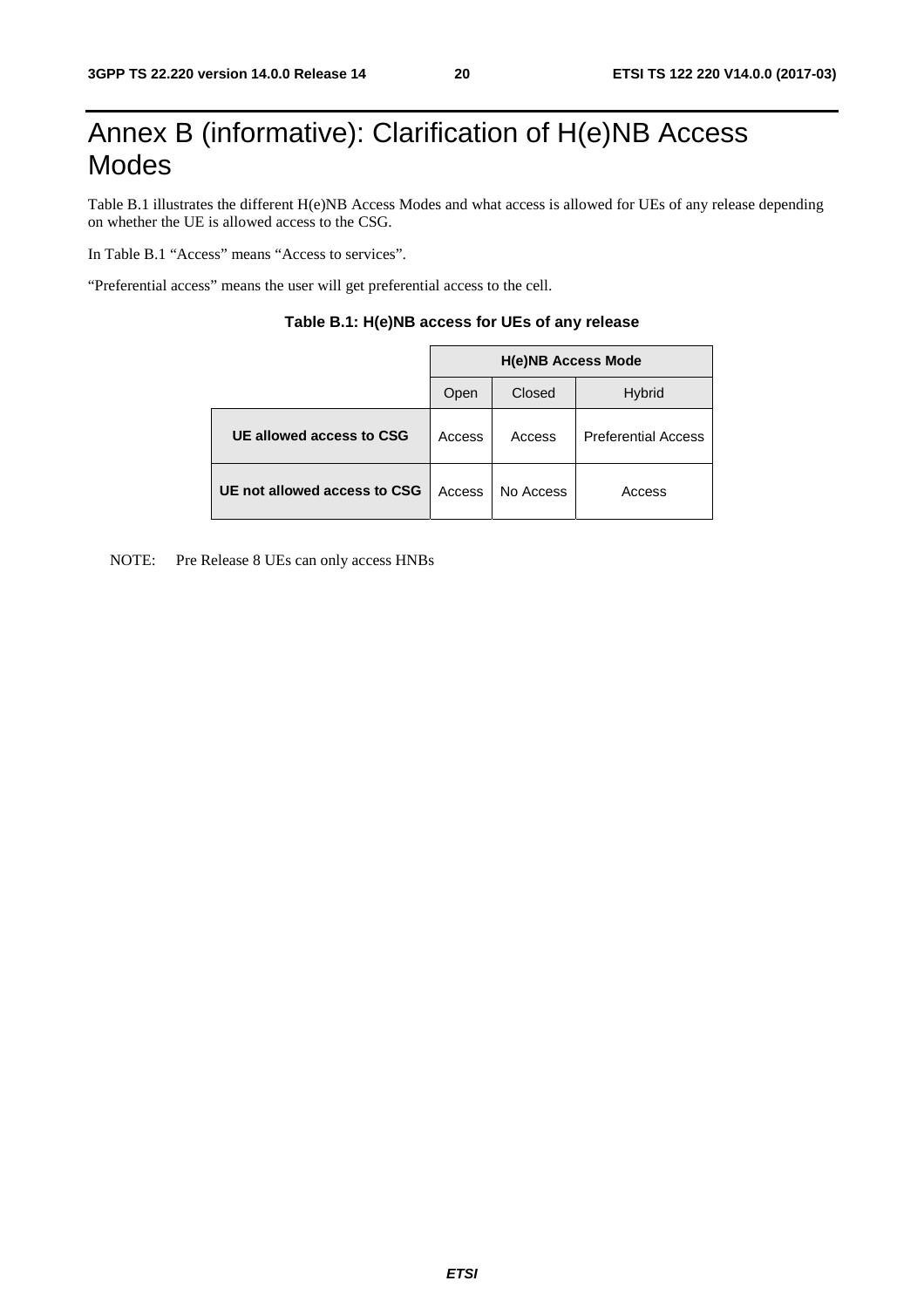# Annex B (informative): Clarification of H(e)NB Access Modes

Table B.1 illustrates the different H(e)NB Access Modes and what access is allowed for UEs of any release depending on whether the UE is allowed access to the CSG.

In Table B.1 "Access" means "Access to services".

"Preferential access" means the user will get preferential access to the cell.

**Table B.1: H(e)NB access for UEs of any release**

| | H(e)NB Access Mode | | |
|---|---|---|---|
| | Open | Closed | Hybrid |
| **UE allowed access to CSG** | Access | Access | Preferential Access |
| **UE not allowed access to CSG** | Access | No Access | Access |

NOTE: Pre Release 8 UEs can only access HNBs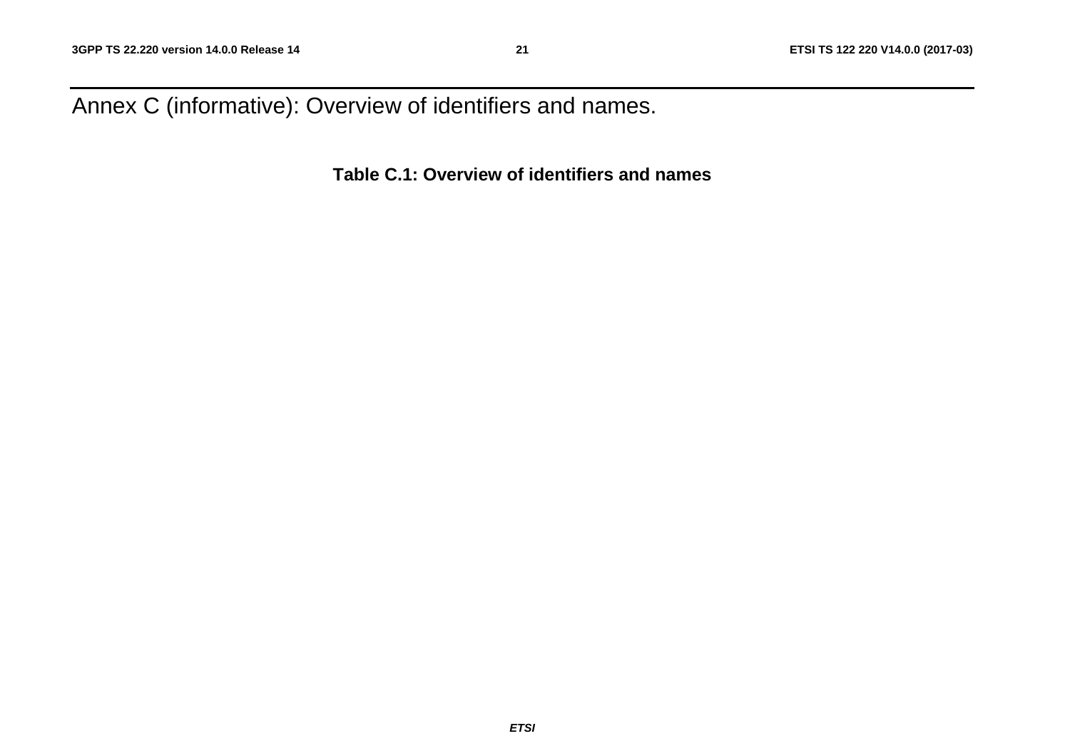# Annex C (informative): Overview of identifiers and names.

**Table C.1: Overview of identifiers and names**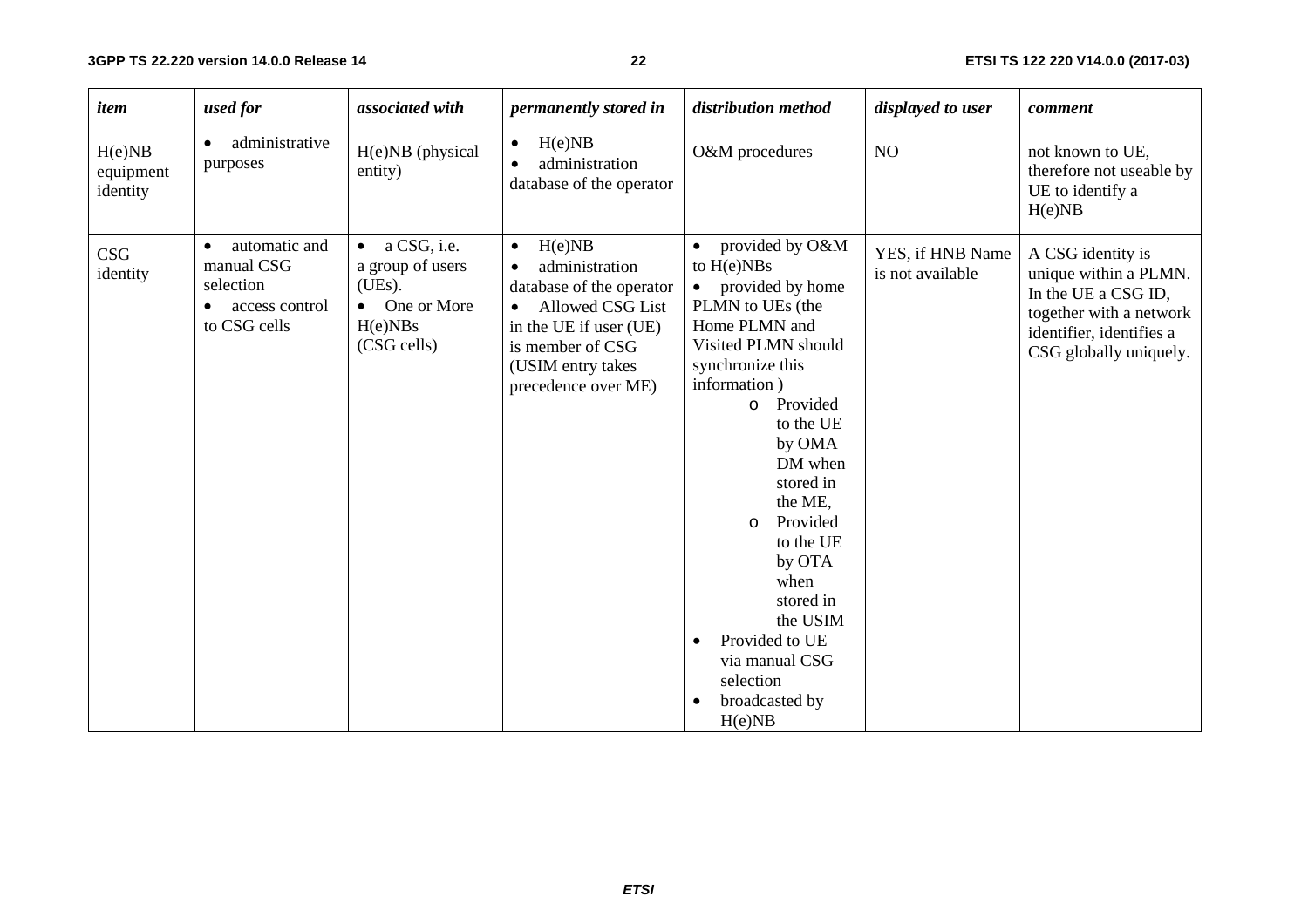| item | used for | associated with | permanently stored in | distribution method | displayed to user | comment |
|---|---|---|---|---|---|---|
| H(e)NB equipment identity | • administrative purposes | H(e)NB (physical entity) | • H(e)NB<br>• administration database of the operator | O&M procedures | NO | not known to UE, therefore not useable by UE to identify a H(e)NB |
| CSG identity | • automatic and manual CSG selection<br>• access control to CSG cells | • a CSG, i.e. a group of users (UEs).<br>• One or More H(e)NBs (CSG cells) | • H(e)NB<br>• administration database of the operator<br>• Allowed CSG List in the UE if user (UE) is member of CSG (USIM entry takes precedence over ME) | • provided by O&M to H(e)NBs<br>• provided by home PLMN to UEs (the Home PLMN and Visited PLMN should synchronize this information )<br>  o Provided to the UE by OMA DM when stored in the ME,<br>  o Provided to the UE by OTA when stored in the USIM<br>• Provided to UE via manual CSG selection<br>• broadcasted by H(e)NB | YES, if HNB Name is not available | A CSG identity is unique within a PLMN. In the UE a CSG ID, together with a network identifier, identifies a CSG globally uniquely. |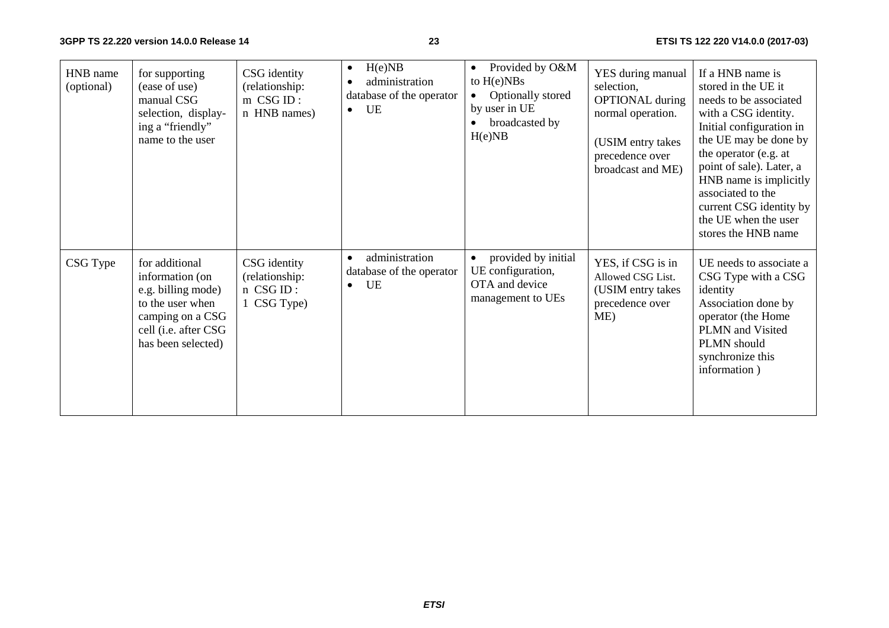| HNB name (optional) | for supporting (ease of use) manual CSG selection, display-ing a "friendly" name to the user | CSG identity (relationship: m CSG ID : n HNB names) | • H(e)NB<br>• administration database of the operator<br>• UE | • Provided by O&M to H(e)NBs<br>• Optionally stored by user in UE<br>• broadcasted by H(e)NB | YES during manual selection, OPTIONAL during normal operation.<br><br>(USIM entry takes precedence over broadcast and ME) | If a HNB name is stored in the UE it needs to be associated with a CSG identity. Initial configuration in the UE may be done by the operator (e.g. at point of sale). Later, a HNB name is implicitly associated to the current CSG identity by the UE when the user stores the HNB name |
|---|---|---|---|---|---|---|
| CSG Type | for additional information (on e.g. billing mode) to the user when camping on a CSG cell (i.e. after CSG has been selected) | CSG identity (relationship: n CSG ID : 1 CSG Type) | • administration database of the operator<br>• UE | • provided by initial UE configuration, OTA and device management to UEs | YES, if CSG is in Allowed CSG List. (USIM entry takes precedence over ME) | UE needs to associate a CSG Type with a CSG identity<br>Association done by operator (the Home PLMN and Visited PLMN should synchronize this information ) |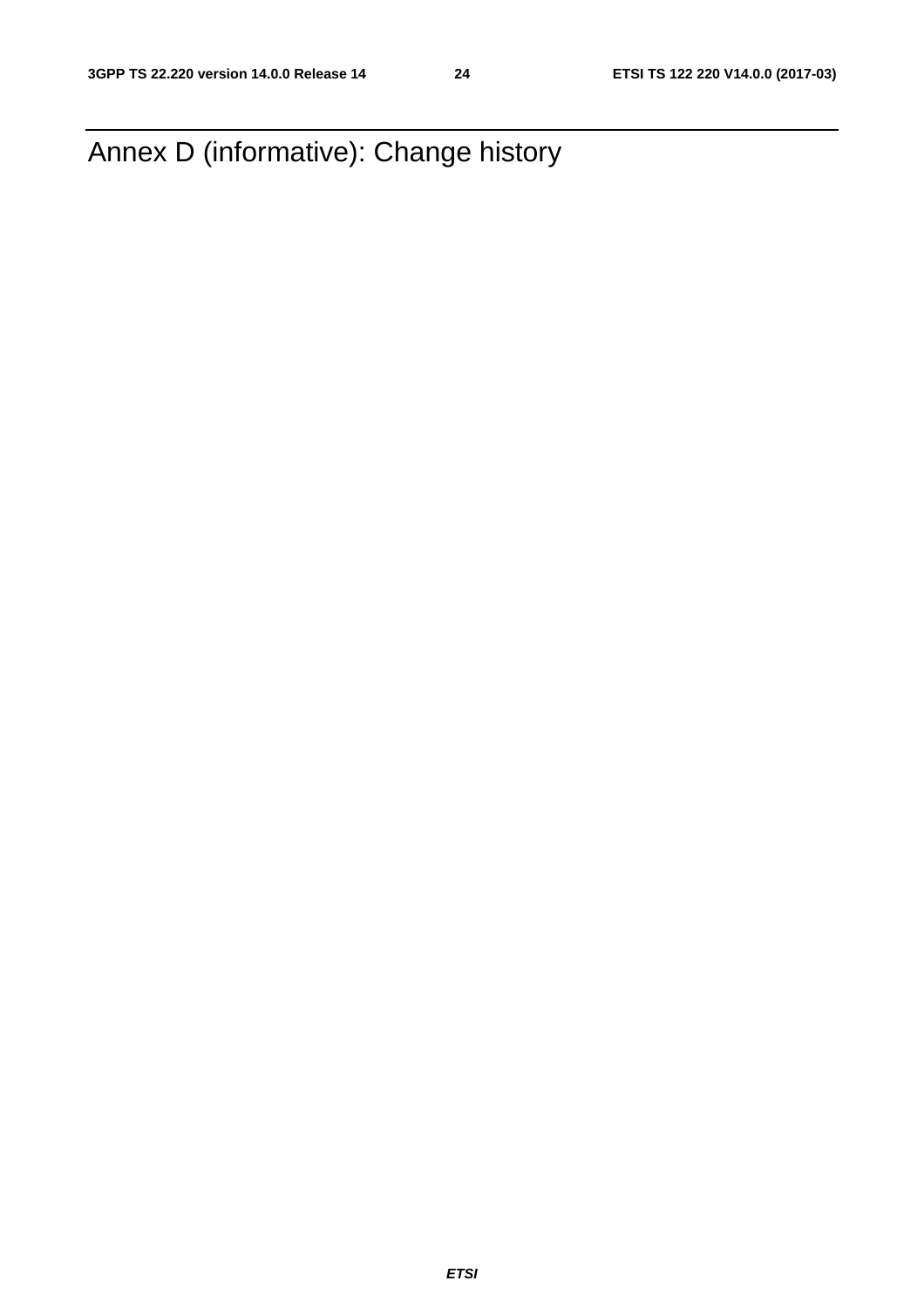# Annex D (informative): Change history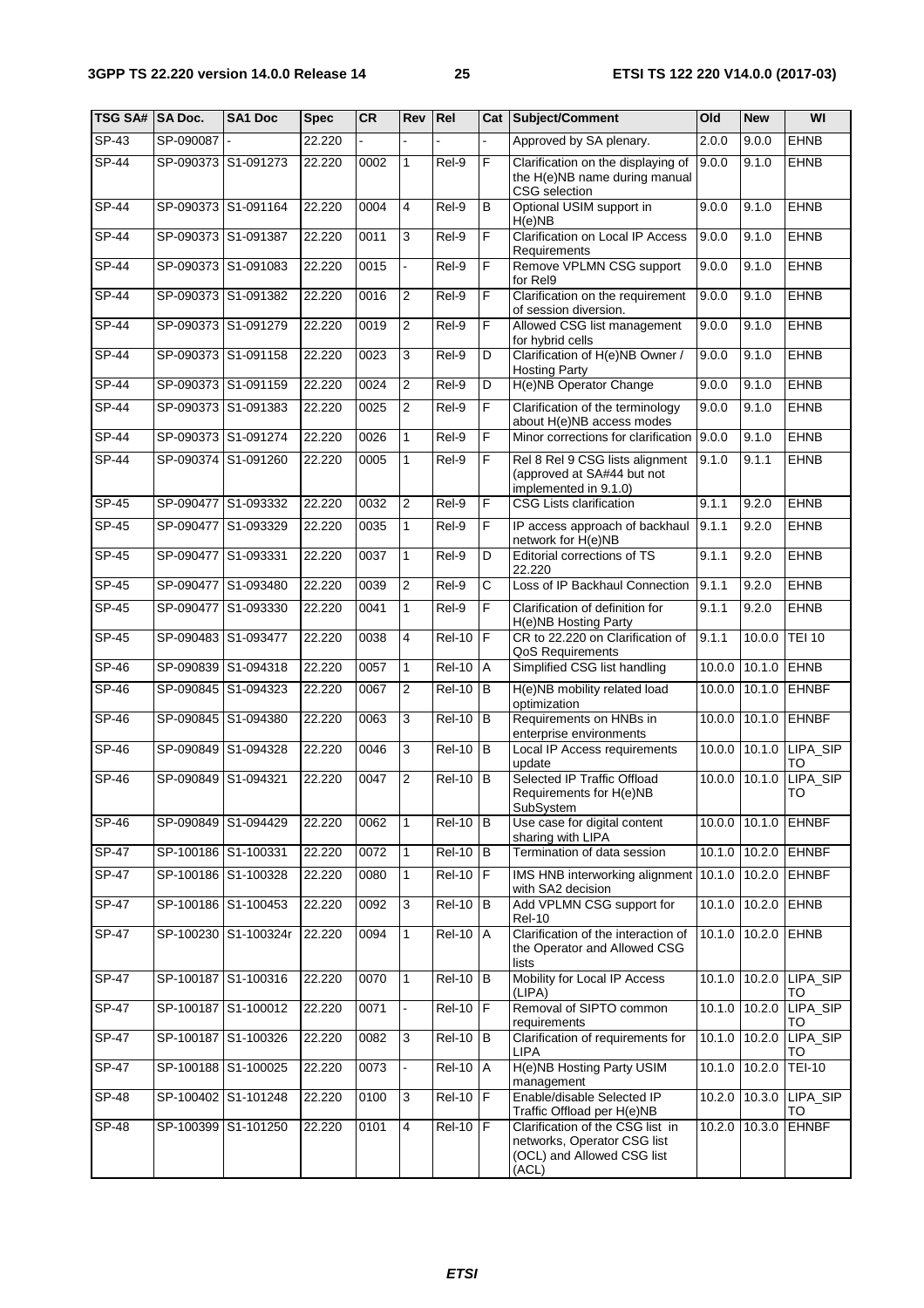| TSG SA# | SA Doc. | SA1 Doc | Spec | CR | Rev | Rel | Cat | Subject/Comment | Old | New | WI |
|---|---|---|---|---|---|---|---|---|---|---|---|
| SP-43 | SP-090087 | - | 22.220 | - | - | - | - | Approved by SA plenary. | 2.0.0 | 9.0.0 | EHNB |
| SP-44 | SP-090373 | S1-091273 | 22.220 | 0002 | 1 | Rel-9 | F | Clarification on the displaying of the H(e)NB name during manual CSG selection | 9.0.0 | 9.1.0 | EHNB |
| SP-44 | SP-090373 | S1-091164 | 22.220 | 0004 | 4 | Rel-9 | B | Optional USIM support in H(e)NB | 9.0.0 | 9.1.0 | EHNB |
| SP-44 | SP-090373 | S1-091387 | 22.220 | 0011 | 3 | Rel-9 | F | Clarification on Local IP Access Requirements | 9.0.0 | 9.1.0 | EHNB |
| SP-44 | SP-090373 | S1-091083 | 22.220 | 0015 | - | Rel-9 | F | Remove VPLMN CSG support for Rel9 | 9.0.0 | 9.1.0 | EHNB |
| SP-44 | SP-090373 | S1-091382 | 22.220 | 0016 | 2 | Rel-9 | F | Clarification on the requirement of session diversion. | 9.0.0 | 9.1.0 | EHNB |
| SP-44 | SP-090373 | S1-091279 | 22.220 | 0019 | 2 | Rel-9 | F | Allowed CSG list management for hybrid cells | 9.0.0 | 9.1.0 | EHNB |
| SP-44 | SP-090373 | S1-091158 | 22.220 | 0023 | 3 | Rel-9 | D | Clarification of H(e)NB Owner / Hosting Party | 9.0.0 | 9.1.0 | EHNB |
| SP-44 | SP-090373 | S1-091159 | 22.220 | 0024 | 2 | Rel-9 | D | H(e)NB Operator Change | 9.0.0 | 9.1.0 | EHNB |
| SP-44 | SP-090373 | S1-091383 | 22.220 | 0025 | 2 | Rel-9 | F | Clarification of the terminology about H(e)NB access modes | 9.0.0 | 9.1.0 | EHNB |
| SP-44 | SP-090373 | S1-091274 | 22.220 | 0026 | 1 | Rel-9 | F | Minor corrections for clarification | 9.0.0 | 9.1.0 | EHNB |
| SP-44 | SP-090374 | S1-091260 | 22.220 | 0005 | 1 | Rel-9 | F | Rel 8 Rel 9 CSG lists alignment (approved at SA#44 but not implemented in 9.1.0) | 9.1.0 | 9.1.1 | EHNB |
| SP-45 | SP-090477 | S1-093332 | 22.220 | 0032 | 2 | Rel-9 | F | CSG Lists clarification | 9.1.1 | 9.2.0 | EHNB |
| SP-45 | SP-090477 | S1-093329 | 22.220 | 0035 | 1 | Rel-9 | F | IP access approach of backhaul network for H(e)NB | 9.1.1 | 9.2.0 | EHNB |
| SP-45 | SP-090477 | S1-093331 | 22.220 | 0037 | 1 | Rel-9 | D | Editorial corrections of TS 22.220 | 9.1.1 | 9.2.0 | EHNB |
| SP-45 | SP-090477 | S1-093480 | 22.220 | 0039 | 2 | Rel-9 | C | Loss of IP Backhaul Connection | 9.1.1 | 9.2.0 | EHNB |
| SP-45 | SP-090477 | S1-093330 | 22.220 | 0041 | 1 | Rel-9 | F | Clarification of definition for H(e)NB Hosting Party | 9.1.1 | 9.2.0 | EHNB |
| SP-45 | SP-090483 | S1-093477 | 22.220 | 0038 | 4 | Rel-10 | F | CR to 22.220 on Clarification of QoS Requirements | 9.1.1 | 10.0.0 | TEI 10 |
| SP-46 | SP-090839 | S1-094318 | 22.220 | 0057 | 1 | Rel-10 | A | Simplified CSG list handling | 10.0.0 | 10.1.0 | EHNB |
| SP-46 | SP-090845 | S1-094323 | 22.220 | 0067 | 2 | Rel-10 | B | H(e)NB mobility related load optimization | 10.0.0 | 10.1.0 | EHNBF |
| SP-46 | SP-090845 | S1-094380 | 22.220 | 0063 | 3 | Rel-10 | B | Requirements on HNBs in enterprise environments | 10.0.0 | 10.1.0 | EHNBF |
| SP-46 | SP-090849 | S1-094328 | 22.220 | 0046 | 3 | Rel-10 | B | Local IP Access requirements update | 10.0.0 | 10.1.0 | LIPA_SIPTO |
| SP-46 | SP-090849 | S1-094321 | 22.220 | 0047 | 2 | Rel-10 | B | Selected IP Traffic Offload Requirements for H(e)NB SubSystem | 10.0.0 | 10.1.0 | LIPA_SIPTO |
| SP-46 | SP-090849 | S1-094429 | 22.220 | 0062 | 1 | Rel-10 | B | Use case for digital content sharing with LIPA | 10.0.0 | 10.1.0 | EHNBF |
| SP-47 | SP-100186 | S1-100331 | 22.220 | 0072 | 1 | Rel-10 | B | Termination of data session | 10.1.0 | 10.2.0 | EHNBF |
| SP-47 | SP-100186 | S1-100328 | 22.220 | 0080 | 1 | Rel-10 | F | IMS HNB interworking alignment with SA2 decision | 10.1.0 | 10.2.0 | EHNBF |
| SP-47 | SP-100186 | S1-100453 | 22.220 | 0092 | 3 | Rel-10 | B | Add VPLMN CSG support for Rel-10 | 10.1.0 | 10.2.0 | EHNB |
| SP-47 | SP-100230 | S1-100324r | 22.220 | 0094 | 1 | Rel-10 | A | Clarification of the interaction of the Operator and Allowed CSG lists | 10.1.0 | 10.2.0 | EHNB |
| SP-47 | SP-100187 | S1-100316 | 22.220 | 0070 | 1 | Rel-10 | B | Mobility for Local IP Access (LIPA) | 10.1.0 | 10.2.0 | LIPA_SIPTO |
| SP-47 | SP-100187 | S1-100012 | 22.220 | 0071 | - | Rel-10 | F | Removal of SIPTO common requirements | 10.1.0 | 10.2.0 | LIPA_SIPTO |
| SP-47 | SP-100187 | S1-100326 | 22.220 | 0082 | 3 | Rel-10 | B | Clarification of requirements for LIPA | 10.1.0 | 10.2.0 | LIPA_SIPTO |
| SP-47 | SP-100188 | S1-100025 | 22.220 | 0073 | - | Rel-10 | A | H(e)NB Hosting Party USIM management | 10.1.0 | 10.2.0 | TEI-10 |
| SP-48 | SP-100402 | S1-101248 | 22.220 | 0100 | 3 | Rel-10 | F | Enable/disable Selected IP Traffic Offload per H(e)NB | 10.2.0 | 10.3.0 | LIPA_SIPTO |
| SP-48 | SP-100399 | S1-101250 | 22.220 | 0101 | 4 | Rel-10 | F | Clarification of the CSG list in networks, Operator CSG list (OCL) and Allowed CSG list (ACL) | 10.2.0 | 10.3.0 | EHNBF |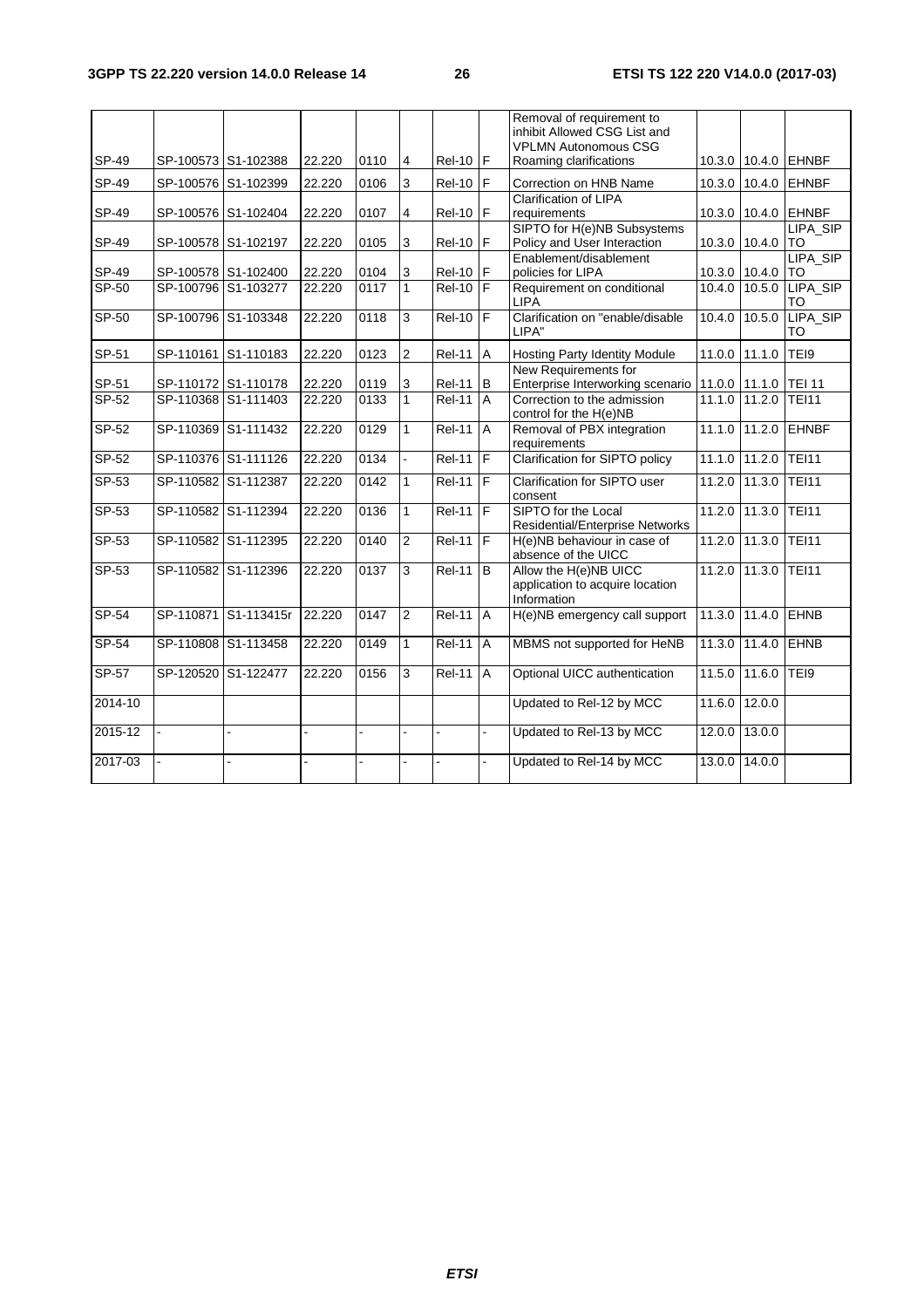| SP-49 | SP-100573 | S1-102388 | 22.220 | 0110 | 4 | Rel-10 | F | Removal of requirement to inhibit Allowed CSG List and VPLMN Autonomous CSG Roaming clarifications | 10.3.0 | 10.4.0 | EHNBF |
|---|---|---|---|---|---|---|---|---|---|---|---|
| SP-49 | SP-100576 | S1-102399 | 22.220 | 0106 | 3 | Rel-10 | F | Correction on HNB Name | 10.3.0 | 10.4.0 | EHNBF |
| SP-49 | SP-100576 | S1-102404 | 22.220 | 0107 | 4 | Rel-10 | F | Clarification of LIPA requirements | 10.3.0 | 10.4.0 | EHNBF |
| SP-49 | SP-100578 | S1-102197 | 22.220 | 0105 | 3 | Rel-10 | F | SIPTO for H(e)NB Subsystems Policy and User Interaction | 10.3.0 | 10.4.0 | LIPA_SIPTO |
| SP-49 | SP-100578 | S1-102400 | 22.220 | 0104 | 3 | Rel-10 | F | Enablement/disablement policies for LIPA | 10.3.0 | 10.4.0 | LIPA_SIPTO |
| SP-50 | SP-100796 | S1-103277 | 22.220 | 0117 | 1 | Rel-10 | F | Requirement on conditional LIPA | 10.4.0 | 10.5.0 | LIPA_SIPTO |
| SP-50 | SP-100796 | S1-103348 | 22.220 | 0118 | 3 | Rel-10 | F | Clarification on "enable/disable LIPA" | 10.4.0 | 10.5.0 | LIPA_SIPTO |
| SP-51 | SP-110161 | S1-110183 | 22.220 | 0123 | 2 | Rel-11 | A | Hosting Party Identity Module | 11.0.0 | 11.1.0 | TEI9 |
| SP-51 | SP-110172 | S1-110178 | 22.220 | 0119 | 3 | Rel-11 | B | New Requirements for Enterprise Interworking scenario | 11.0.0 | 11.1.0 | TEI 11 |
| SP-52 | SP-110368 | S1-111403 | 22.220 | 0133 | 1 | Rel-11 | A | Correction to the admission control for the H(e)NB | 11.1.0 | 11.2.0 | TEI11 |
| SP-52 | SP-110369 | S1-111432 | 22.220 | 0129 | 1 | Rel-11 | A | Removal of PBX integration requirements | 11.1.0 | 11.2.0 | EHNBF |
| SP-52 | SP-110376 | S1-111126 | 22.220 | 0134 | - | Rel-11 | F | Clarification for SIPTO policy | 11.1.0 | 11.2.0 | TEI11 |
| SP-53 | SP-110582 | S1-112387 | 22.220 | 0142 | 1 | Rel-11 | F | Clarification for SIPTO user consent | 11.2.0 | 11.3.0 | TEI11 |
| SP-53 | SP-110582 | S1-112394 | 22.220 | 0136 | 1 | Rel-11 | F | SIPTO for the Local Residential/Enterprise Networks | 11.2.0 | 11.3.0 | TEI11 |
| SP-53 | SP-110582 | S1-112395 | 22.220 | 0140 | 2 | Rel-11 | F | H(e)NB behaviour in case of absence of the UICC | 11.2.0 | 11.3.0 | TEI11 |
| SP-53 | SP-110582 | S1-112396 | 22.220 | 0137 | 3 | Rel-11 | B | Allow the H(e)NB UICC application to acquire location Information | 11.2.0 | 11.3.0 | TEI11 |
| SP-54 | SP-110871 | S1-113415r | 22.220 | 0147 | 2 | Rel-11 | A | H(e)NB emergency call support | 11.3.0 | 11.4.0 | EHNB |
| SP-54 | SP-110808 | S1-113458 | 22.220 | 0149 | 1 | Rel-11 | A | MBMS not supported for HeNB | 11.3.0 | 11.4.0 | EHNB |
| SP-57 | SP-120520 | S1-122477 | 22.220 | 0156 | 3 | Rel-11 | A | Optional UICC authentication | 11.5.0 | 11.6.0 | TEI9 |
| 2014-10 | | | | | | | | Updated to Rel-12 by MCC | 11.6.0 | 12.0.0 | |
| 2015-12 | - | - | - | - | - | - | - | Updated to Rel-13 by MCC | 12.0.0 | 13.0.0 | |
| 2017-03 | - | - | - | - | - | - | - | Updated to Rel-14 by MCC | 13.0.0 | 14.0.0 | |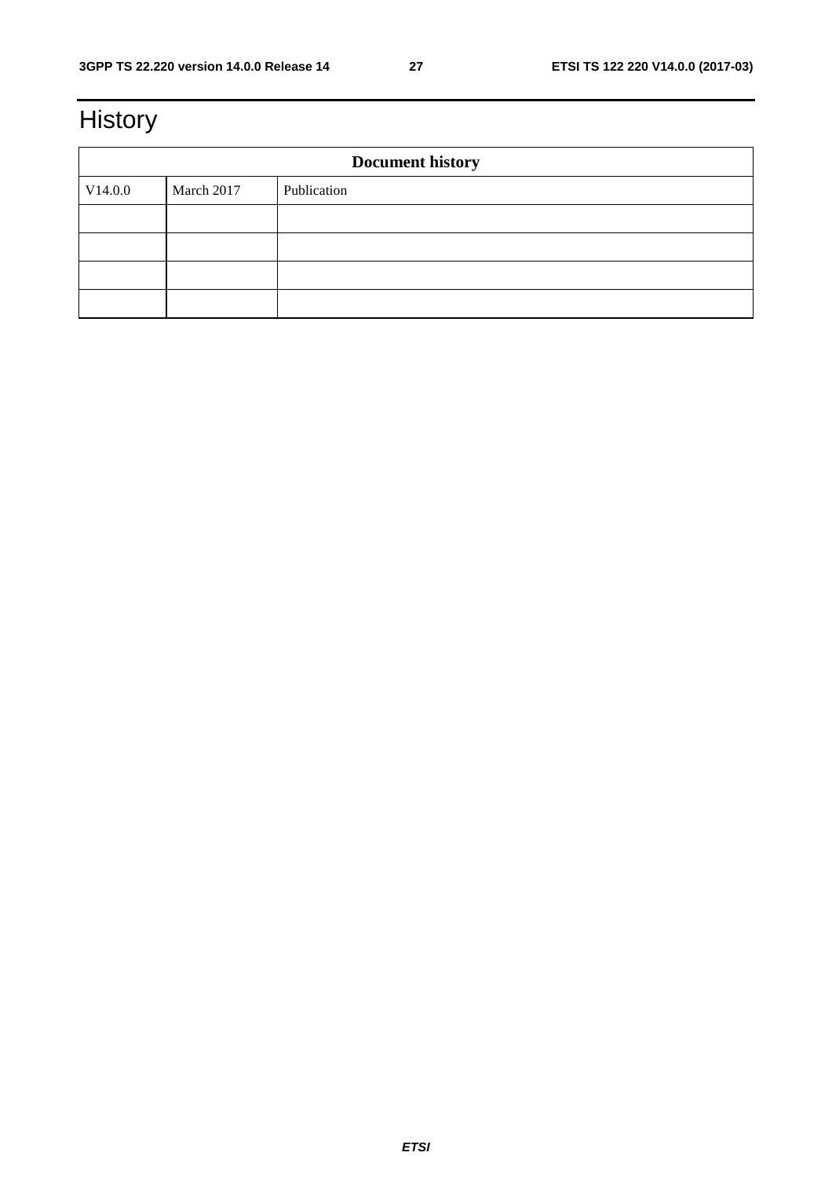# History

| Document history | | |
|---|---|---|
| V14.0.0 | March 2017 | Publication |
| | | |
| | | |
| | | |
| | | |